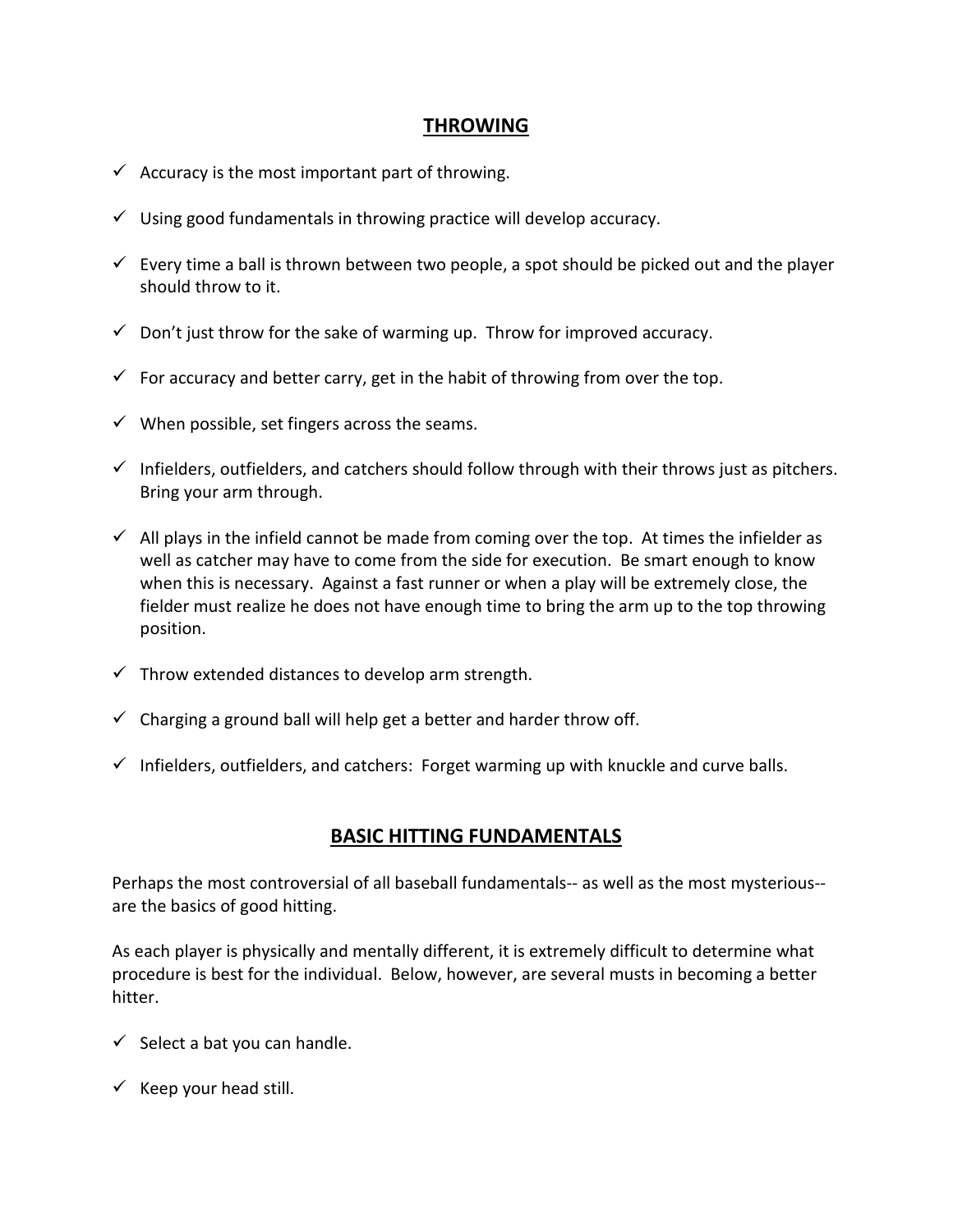## THROWING

- ✓ Accuracy is the most important part of throwing.
- ✓ Using good fundamentals in throwing practice will develop accuracy.
- ✓ Every time a ball is thrown between two people, a spot should be picked out and the player should throw to it.
- ✓ Don't just throw for the sake of warming up. Throw for improved accuracy.
- ✓ For accuracy and better carry, get in the habit of throwing from over the top.
- ✓ When possible, set fingers across the seams.
- ✓ Infielders, outfielders, and catchers should follow through with their throws just as pitchers. Bring your arm through.
- ✓ All plays in the infield cannot be made from coming over the top. At times the infielder as well as catcher may have to come from the side for execution. Be smart enough to know when this is necessary. Against a fast runner or when a play will be extremely close, the fielder must realize he does not have enough time to bring the arm up to the top throwing position.
- ✓ Throw extended distances to develop arm strength.
- ✓ Charging a ground ball will help get a better and harder throw off.
- ✓ Infielders, outfielders, and catchers: Forget warming up with knuckle and curve balls.

## BASIC HITTING FUNDAMENTALS

Perhaps the most controversial of all baseball fundamentals-- as well as the most mysterious-- are the basics of good hitting.

As each player is physically and mentally different, it is extremely difficult to determine what procedure is best for the individual. Below, however, are several musts in becoming a better hitter.

- ✓ Select a bat you can handle.
- ✓ Keep your head still.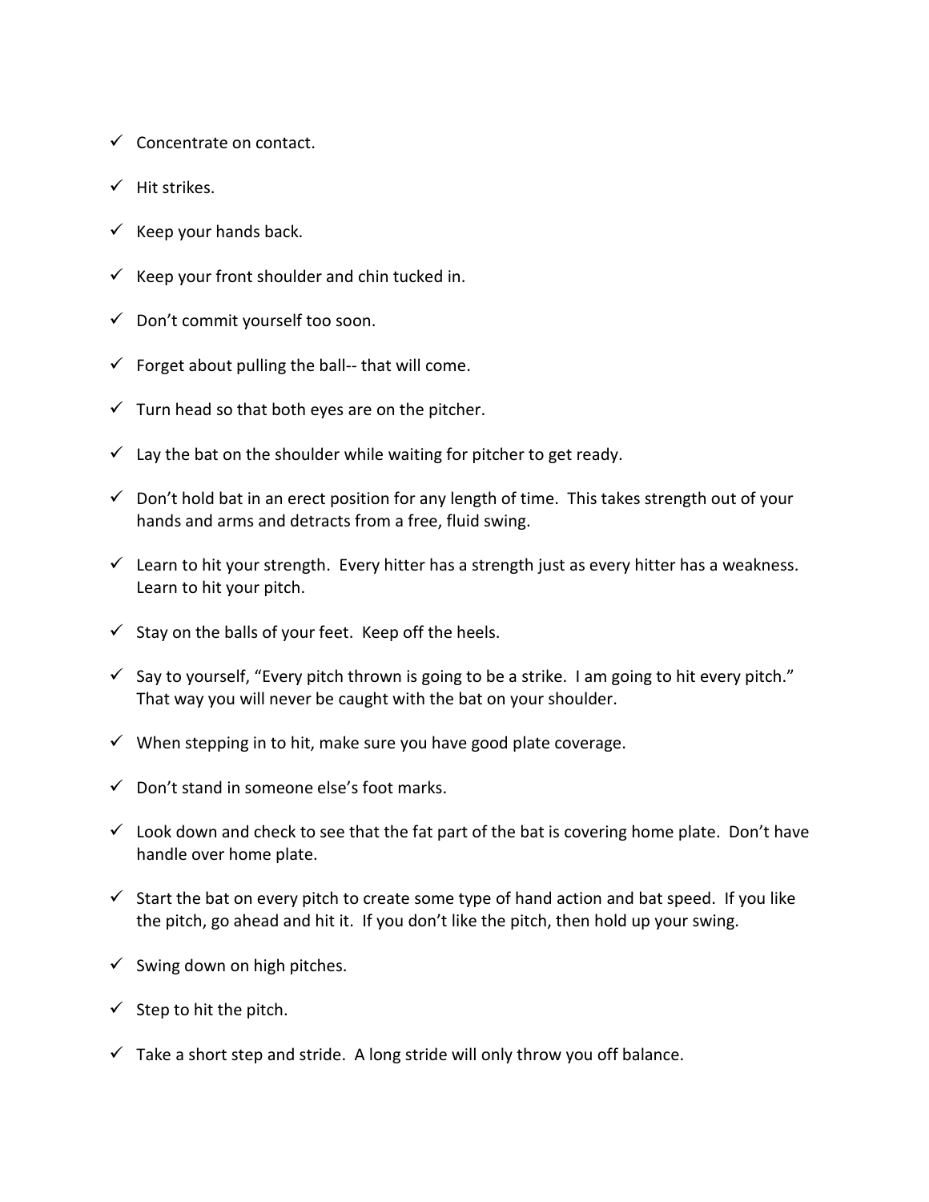- ✓ Concentrate on contact.
- ✓ Hit strikes.
- ✓ Keep your hands back.
- ✓ Keep your front shoulder and chin tucked in.
- ✓ Don't commit yourself too soon.
- ✓ Forget about pulling the ball-- that will come.
- ✓ Turn head so that both eyes are on the pitcher.
- ✓ Lay the bat on the shoulder while waiting for pitcher to get ready.
- ✓ Don't hold bat in an erect position for any length of time. This takes strength out of your hands and arms and detracts from a free, fluid swing.
- ✓ Learn to hit your strength. Every hitter has a strength just as every hitter has a weakness. Learn to hit your pitch.
- ✓ Stay on the balls of your feet. Keep off the heels.
- ✓ Say to yourself, "Every pitch thrown is going to be a strike. I am going to hit every pitch." That way you will never be caught with the bat on your shoulder.
- ✓ When stepping in to hit, make sure you have good plate coverage.
- ✓ Don't stand in someone else's foot marks.
- ✓ Look down and check to see that the fat part of the bat is covering home plate. Don't have handle over home plate.
- ✓ Start the bat on every pitch to create some type of hand action and bat speed. If you like the pitch, go ahead and hit it. If you don't like the pitch, then hold up your swing.
- ✓ Swing down on high pitches.
- ✓ Step to hit the pitch.
- ✓ Take a short step and stride. A long stride will only throw you off balance.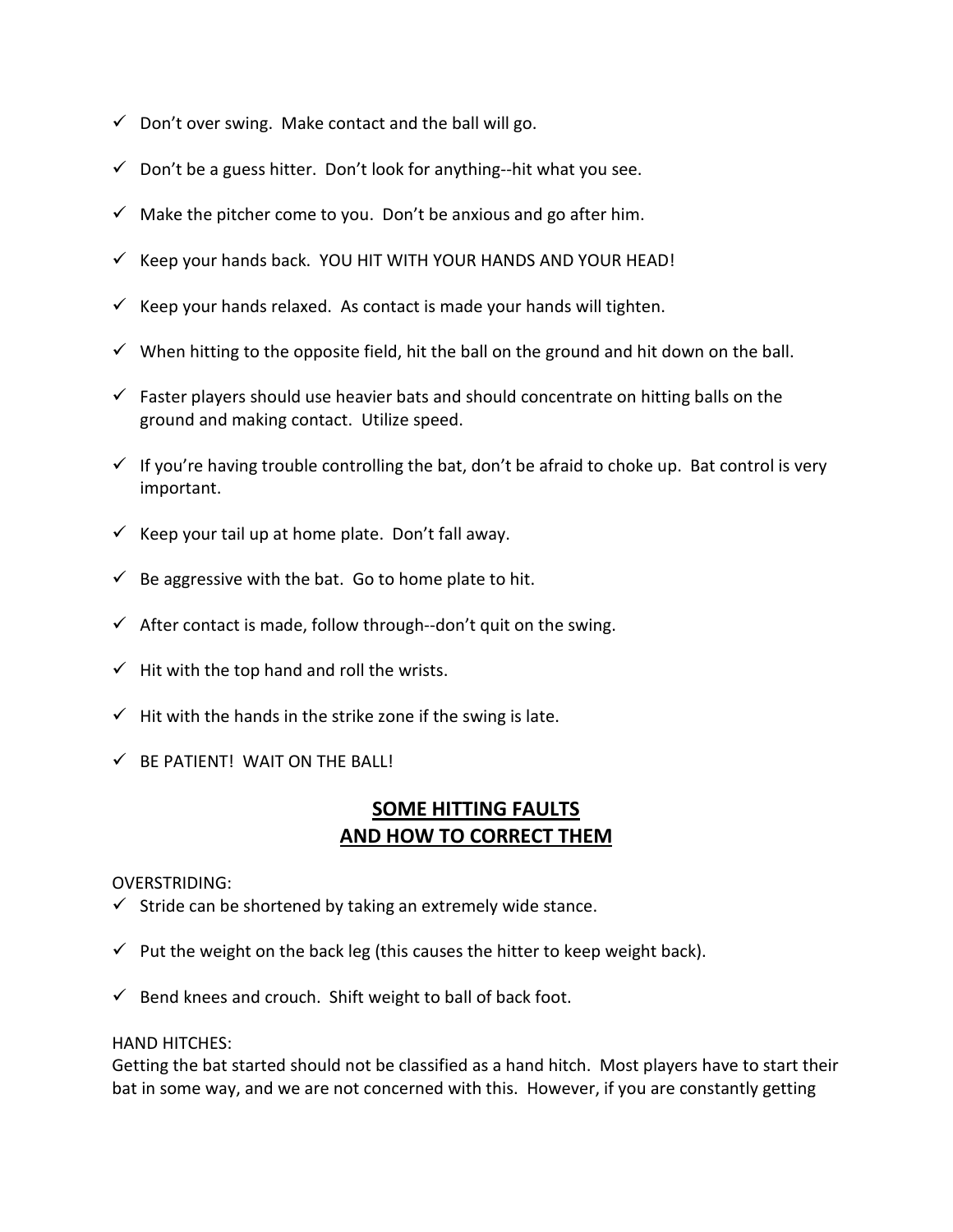- ✓ Don't over swing.  Make contact and the ball will go.
- ✓ Don't be a guess hitter.  Don't look for anything--hit what you see.
- ✓ Make the pitcher come to you.  Don't be anxious and go after him.
- ✓ Keep your hands back.  YOU HIT WITH YOUR HANDS AND YOUR HEAD!
- ✓ Keep your hands relaxed.  As contact is made your hands will tighten.
- ✓ When hitting to the opposite field, hit the ball on the ground and hit down on the ball.
- ✓ Faster players should use heavier bats and should concentrate on hitting balls on the ground and making contact.  Utilize speed.
- ✓ If you're having trouble controlling the bat, don't be afraid to choke up.  Bat control is very important.
- ✓ Keep your tail up at home plate.  Don't fall away.
- ✓ Be aggressive with the bat.  Go to home plate to hit.
- ✓ After contact is made, follow through--don't quit on the swing.
- ✓ Hit with the top hand and roll the wrists.
- ✓ Hit with the hands in the strike zone if the swing is late.
- ✓ BE PATIENT!  WAIT ON THE BALL!

## SOME HITTING FAULTS AND HOW TO CORRECT THEM

OVERSTRIDING:

- ✓ Stride can be shortened by taking an extremely wide stance.
- ✓ Put the weight on the back leg (this causes the hitter to keep weight back).
- ✓ Bend knees and crouch.  Shift weight to ball of back foot.

HAND HITCHES:

Getting the bat started should not be classified as a hand hitch.  Most players have to start their bat in some way, and we are not concerned with this.  However, if you are constantly getting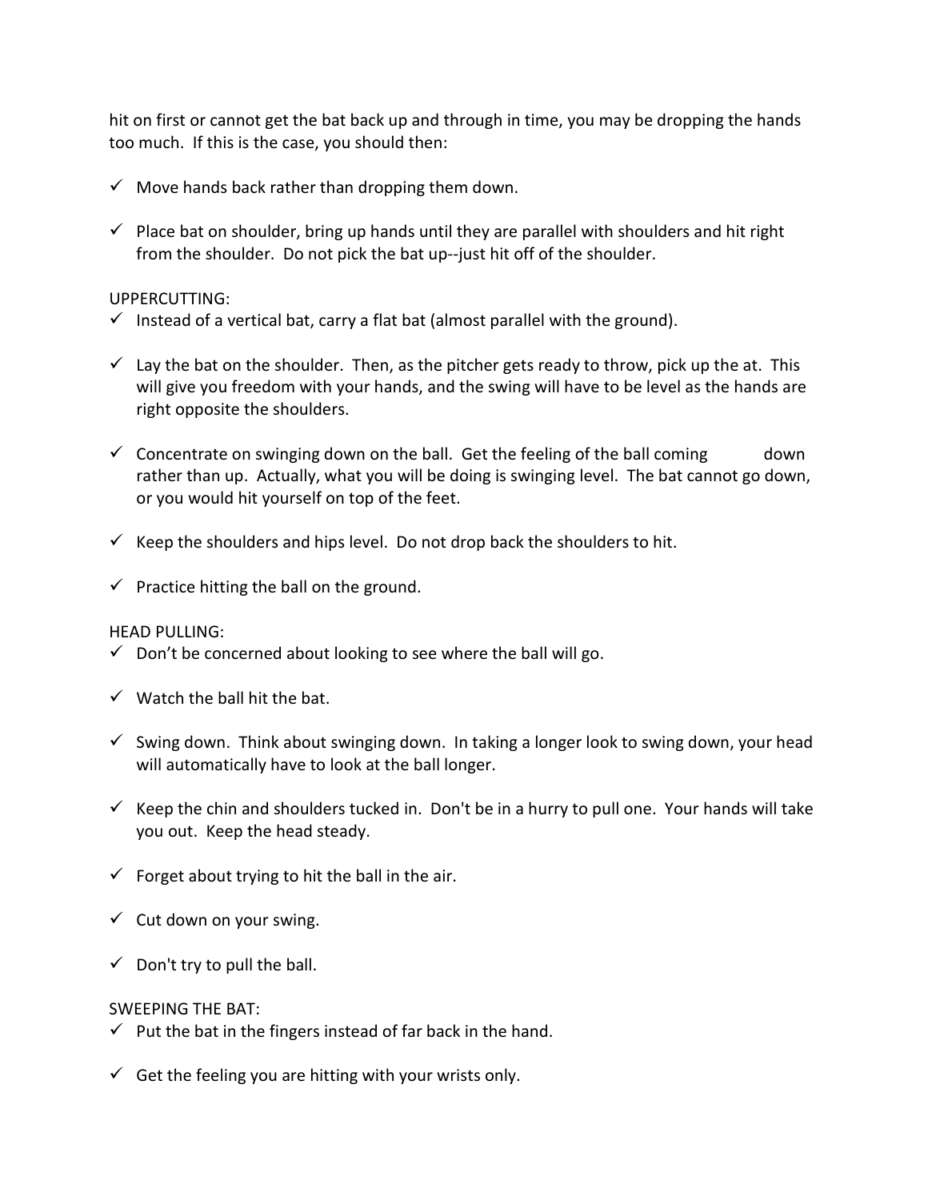hit on first or cannot get the bat back up and through in time, you may be dropping the hands too much. If this is the case, you should then:

- ✓ Move hands back rather than dropping them down.

- ✓ Place bat on shoulder, bring up hands until they are parallel with shoulders and hit right from the shoulder. Do not pick the bat up--just hit off of the shoulder.

UPPERCUTTING:

- ✓ Instead of a vertical bat, carry a flat bat (almost parallel with the ground).

- ✓ Lay the bat on the shoulder. Then, as the pitcher gets ready to throw, pick up the at. This will give you freedom with your hands, and the swing will have to be level as the hands are right opposite the shoulders.

- ✓ Concentrate on swinging down on the ball. Get the feeling of the ball coming down rather than up. Actually, what you will be doing is swinging level. The bat cannot go down, or you would hit yourself on top of the feet.

- ✓ Keep the shoulders and hips level. Do not drop back the shoulders to hit.

- ✓ Practice hitting the ball on the ground.

HEAD PULLING:

- ✓ Don't be concerned about looking to see where the ball will go.

- ✓ Watch the ball hit the bat.

- ✓ Swing down. Think about swinging down. In taking a longer look to swing down, your head will automatically have to look at the ball longer.

- ✓ Keep the chin and shoulders tucked in. Don't be in a hurry to pull one. Your hands will take you out. Keep the head steady.

- ✓ Forget about trying to hit the ball in the air.

- ✓ Cut down on your swing.

- ✓ Don't try to pull the ball.

SWEEPING THE BAT:

- ✓ Put the bat in the fingers instead of far back in the hand.

- ✓ Get the feeling you are hitting with your wrists only.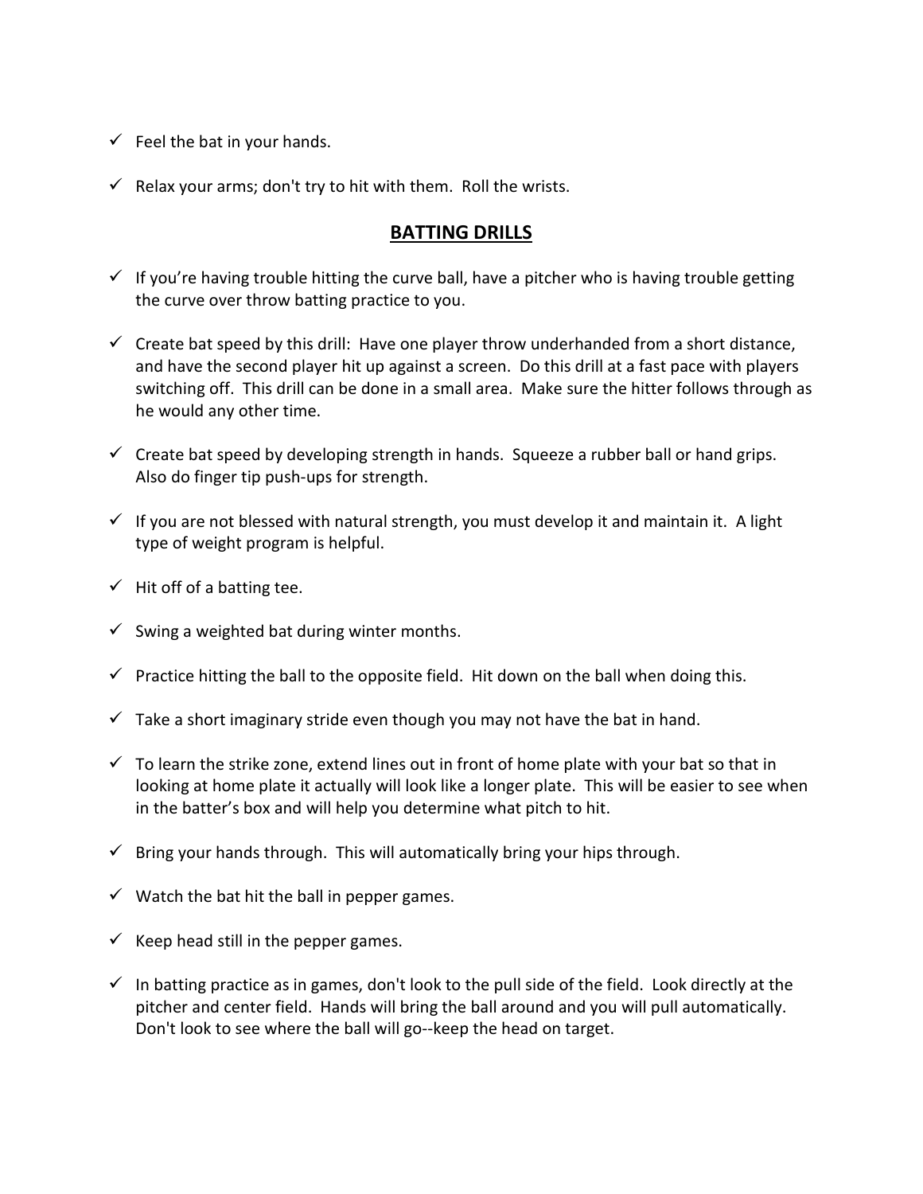- ✓ Feel the bat in your hands.
- ✓ Relax your arms; don't try to hit with them. Roll the wrists.

## BATTING DRILLS

- ✓ If you're having trouble hitting the curve ball, have a pitcher who is having trouble getting the curve over throw batting practice to you.
- ✓ Create bat speed by this drill: Have one player throw underhanded from a short distance, and have the second player hit up against a screen. Do this drill at a fast pace with players switching off. This drill can be done in a small area. Make sure the hitter follows through as he would any other time.
- ✓ Create bat speed by developing strength in hands. Squeeze a rubber ball or hand grips. Also do finger tip push-ups for strength.
- ✓ If you are not blessed with natural strength, you must develop it and maintain it. A light type of weight program is helpful.
- ✓ Hit off of a batting tee.
- ✓ Swing a weighted bat during winter months.
- ✓ Practice hitting the ball to the opposite field. Hit down on the ball when doing this.
- ✓ Take a short imaginary stride even though you may not have the bat in hand.
- ✓ To learn the strike zone, extend lines out in front of home plate with your bat so that in looking at home plate it actually will look like a longer plate. This will be easier to see when in the batter's box and will help you determine what pitch to hit.
- ✓ Bring your hands through. This will automatically bring your hips through.
- ✓ Watch the bat hit the ball in pepper games.
- ✓ Keep head still in the pepper games.
- ✓ In batting practice as in games, don't look to the pull side of the field. Look directly at the pitcher and center field. Hands will bring the ball around and you will pull automatically. Don't look to see where the ball will go--keep the head on target.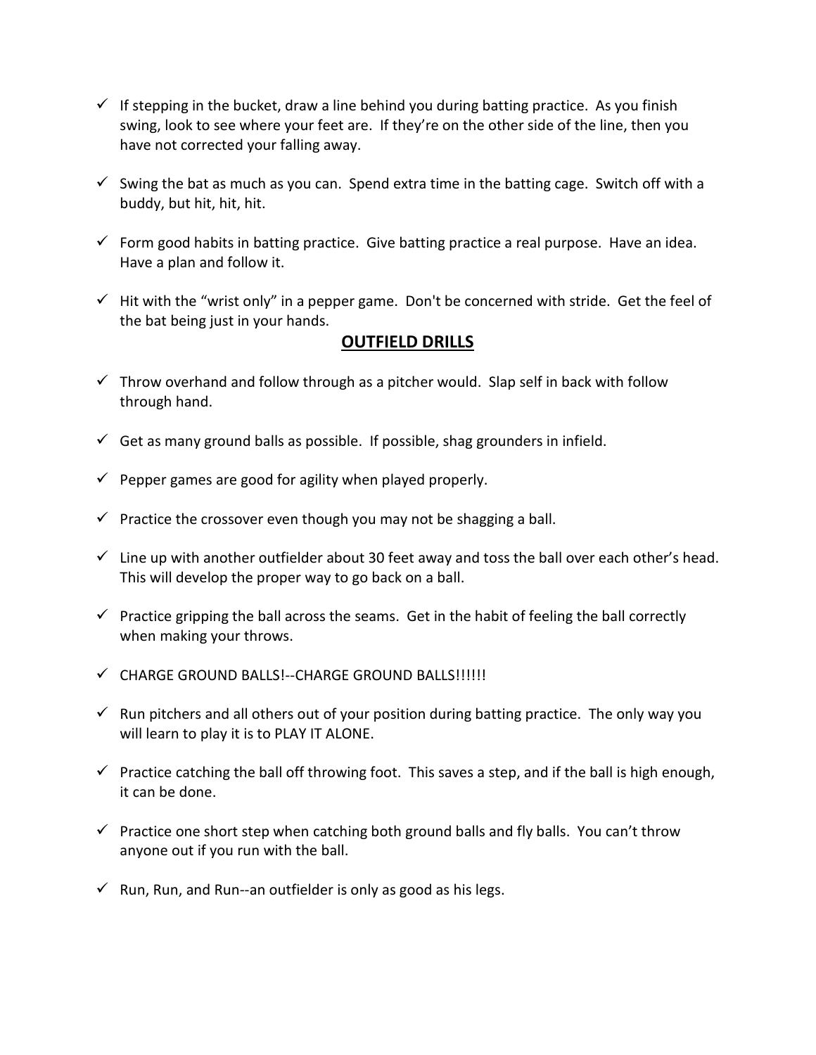- ✓ If stepping in the bucket, draw a line behind you during batting practice. As you finish swing, look to see where your feet are. If they're on the other side of the line, then you have not corrected your falling away.

- ✓ Swing the bat as much as you can. Spend extra time in the batting cage. Switch off with a buddy, but hit, hit, hit.

- ✓ Form good habits in batting practice. Give batting practice a real purpose. Have an idea. Have a plan and follow it.

- ✓ Hit with the "wrist only" in a pepper game. Don't be concerned with stride. Get the feel of the bat being just in your hands.

## **OUTFIELD DRILLS**

- ✓ Throw overhand and follow through as a pitcher would. Slap self in back with follow through hand.

- ✓ Get as many ground balls as possible. If possible, shag grounders in infield.

- ✓ Pepper games are good for agility when played properly.

- ✓ Practice the crossover even though you may not be shagging a ball.

- ✓ Line up with another outfielder about 30 feet away and toss the ball over each other's head. This will develop the proper way to go back on a ball.

- ✓ Practice gripping the ball across the seams. Get in the habit of feeling the ball correctly when making your throws.

- ✓ CHARGE GROUND BALLS!--CHARGE GROUND BALLS!!!!!!

- ✓ Run pitchers and all others out of your position during batting practice. The only way you will learn to play it is to PLAY IT ALONE.

- ✓ Practice catching the ball off throwing foot. This saves a step, and if the ball is high enough, it can be done.

- ✓ Practice one short step when catching both ground balls and fly balls. You can't throw anyone out if you run with the ball.

- ✓ Run, Run, and Run--an outfielder is only as good as his legs.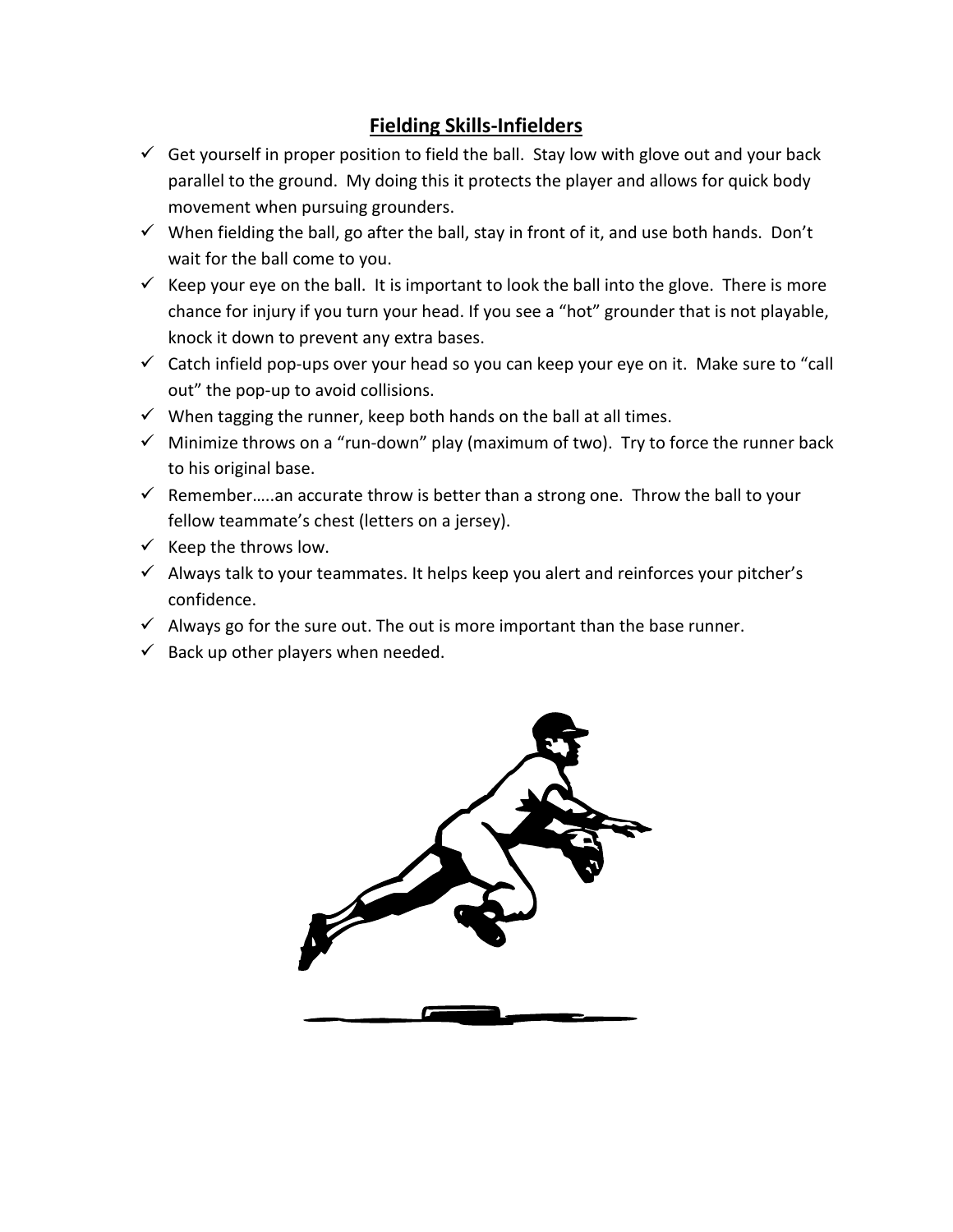## Fielding Skills-Infielders

- ✓ Get yourself in proper position to field the ball. Stay low with glove out and your back parallel to the ground. My doing this it protects the player and allows for quick body movement when pursuing grounders.
- ✓ When fielding the ball, go after the ball, stay in front of it, and use both hands. Don't wait for the ball come to you.
- ✓ Keep your eye on the ball. It is important to look the ball into the glove. There is more chance for injury if you turn your head. If you see a "hot" grounder that is not playable, knock it down to prevent any extra bases.
- ✓ Catch infield pop-ups over your head so you can keep your eye on it. Make sure to "call out" the pop-up to avoid collisions.
- ✓ When tagging the runner, keep both hands on the ball at all times.
- ✓ Minimize throws on a "run-down" play (maximum of two). Try to force the runner back to his original base.
- ✓ Remember…..an accurate throw is better than a strong one. Throw the ball to your fellow teammate's chest (letters on a jersey).
- ✓ Keep the throws low.
- ✓ Always talk to your teammates. It helps keep you alert and reinforces your pitcher's confidence.
- ✓ Always go for the sure out. The out is more important than the base runner.
- ✓ Back up other players when needed.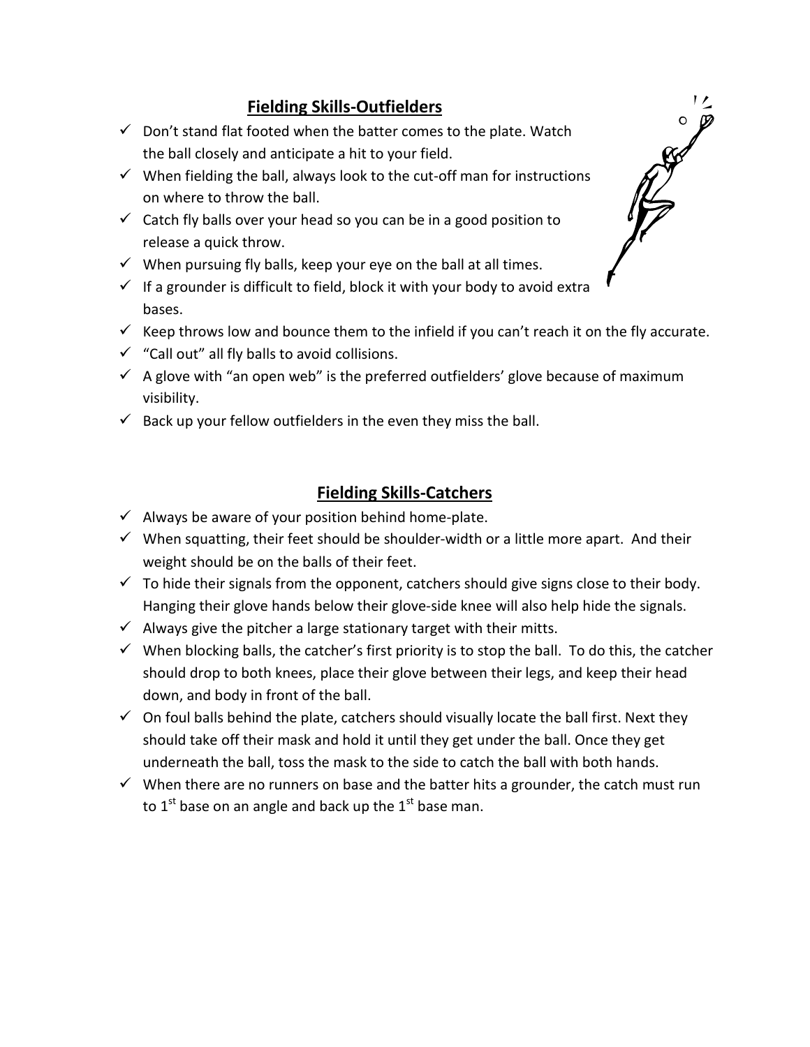## Fielding Skills-Outfielders

- ✓ Don't stand flat footed when the batter comes to the plate. Watch the ball closely and anticipate a hit to your field.
- ✓ When fielding the ball, always look to the cut-off man for instructions on where to throw the ball.
- ✓ Catch fly balls over your head so you can be in a good position to release a quick throw.
- ✓ When pursuing fly balls, keep your eye on the ball at all times.
- ✓ If a grounder is difficult to field, block it with your body to avoid extra bases.
- ✓ Keep throws low and bounce them to the infield if you can't reach it on the fly accurate.
- ✓ "Call out" all fly balls to avoid collisions.
- ✓ A glove with "an open web" is the preferred outfielders' glove because of maximum visibility.
- ✓ Back up your fellow outfielders in the even they miss the ball.

## Fielding Skills-Catchers

- ✓ Always be aware of your position behind home-plate.
- ✓ When squatting, their feet should be shoulder-width or a little more apart. And their weight should be on the balls of their feet.
- ✓ To hide their signals from the opponent, catchers should give signs close to their body. Hanging their glove hands below their glove-side knee will also help hide the signals.
- ✓ Always give the pitcher a large stationary target with their mitts.
- ✓ When blocking balls, the catcher's first priority is to stop the ball. To do this, the catcher should drop to both knees, place their glove between their legs, and keep their head down, and body in front of the ball.
- ✓ On foul balls behind the plate, catchers should visually locate the ball first. Next they should take off their mask and hold it until they get under the ball. Once they get underneath the ball, toss the mask to the side to catch the ball with both hands.
- ✓ When there are no runners on base and the batter hits a grounder, the catch must run to 1st base on an angle and back up the 1st base man.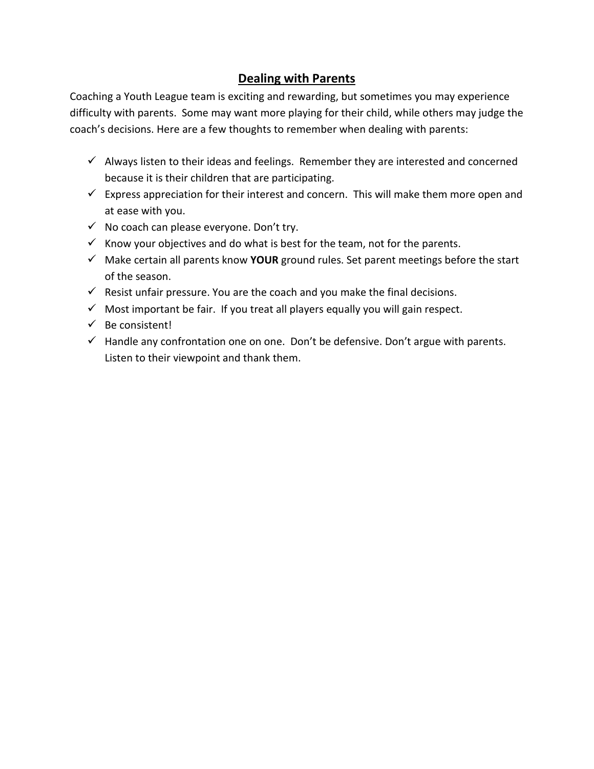## Dealing with Parents

Coaching a Youth League team is exciting and rewarding, but sometimes you may experience difficulty with parents. Some may want more playing for their child, while others may judge the coach's decisions. Here are a few thoughts to remember when dealing with parents:

- ✓ Always listen to their ideas and feelings. Remember they are interested and concerned because it is their children that are participating.
- ✓ Express appreciation for their interest and concern. This will make them more open and at ease with you.
- ✓ No coach can please everyone. Don't try.
- ✓ Know your objectives and do what is best for the team, not for the parents.
- ✓ Make certain all parents know **YOUR** ground rules. Set parent meetings before the start of the season.
- ✓ Resist unfair pressure. You are the coach and you make the final decisions.
- ✓ Most important be fair. If you treat all players equally you will gain respect.
- ✓ Be consistent!
- ✓ Handle any confrontation one on one. Don't be defensive. Don't argue with parents. Listen to their viewpoint and thank them.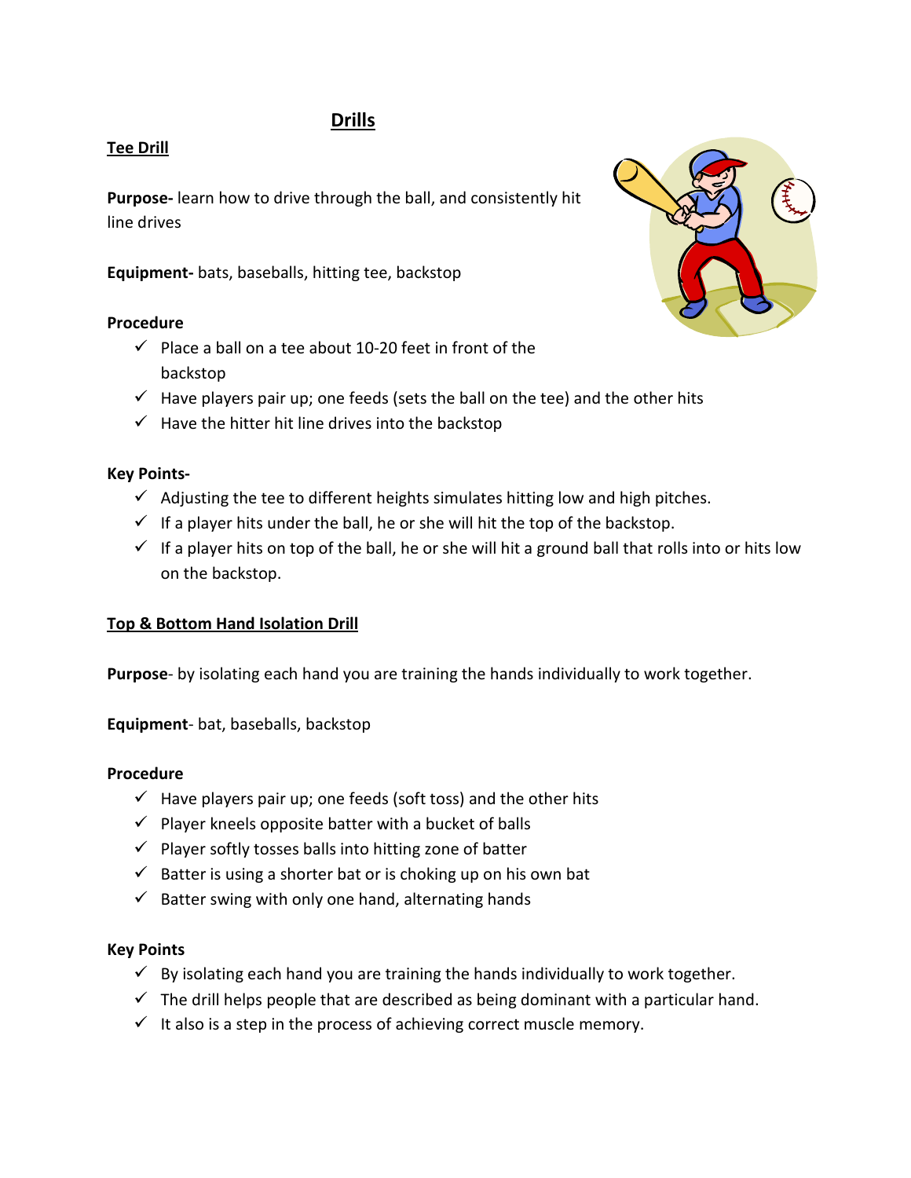# Drills

## Tee Drill

**Purpose-** learn how to drive through the ball, and consistently hit line drives

**Equipment-** bats, baseballs, hitting tee, backstop

**Procedure**

- ✓ Place a ball on a tee about 10-20 feet in front of the backstop
- ✓ Have players pair up; one feeds (sets the ball on the tee) and the other hits
- ✓ Have the hitter hit line drives into the backstop

**Key Points-**

- ✓ Adjusting the tee to different heights simulates hitting low and high pitches.
- ✓ If a player hits under the ball, he or she will hit the top of the backstop.
- ✓ If a player hits on top of the ball, he or she will hit a ground ball that rolls into or hits low on the backstop.

## Top & Bottom Hand Isolation Drill

**Purpose**- by isolating each hand you are training the hands individually to work together.

**Equipment**- bat, baseballs, backstop

**Procedure**

- ✓ Have players pair up; one feeds (soft toss) and the other hits
- ✓ Player kneels opposite batter with a bucket of balls
- ✓ Player softly tosses balls into hitting zone of batter
- ✓ Batter is using a shorter bat or is choking up on his own bat
- ✓ Batter swing with only one hand, alternating hands

**Key Points**

- ✓ By isolating each hand you are training the hands individually to work together.
- ✓ The drill helps people that are described as being dominant with a particular hand.
- ✓ It also is a step in the process of achieving correct muscle memory.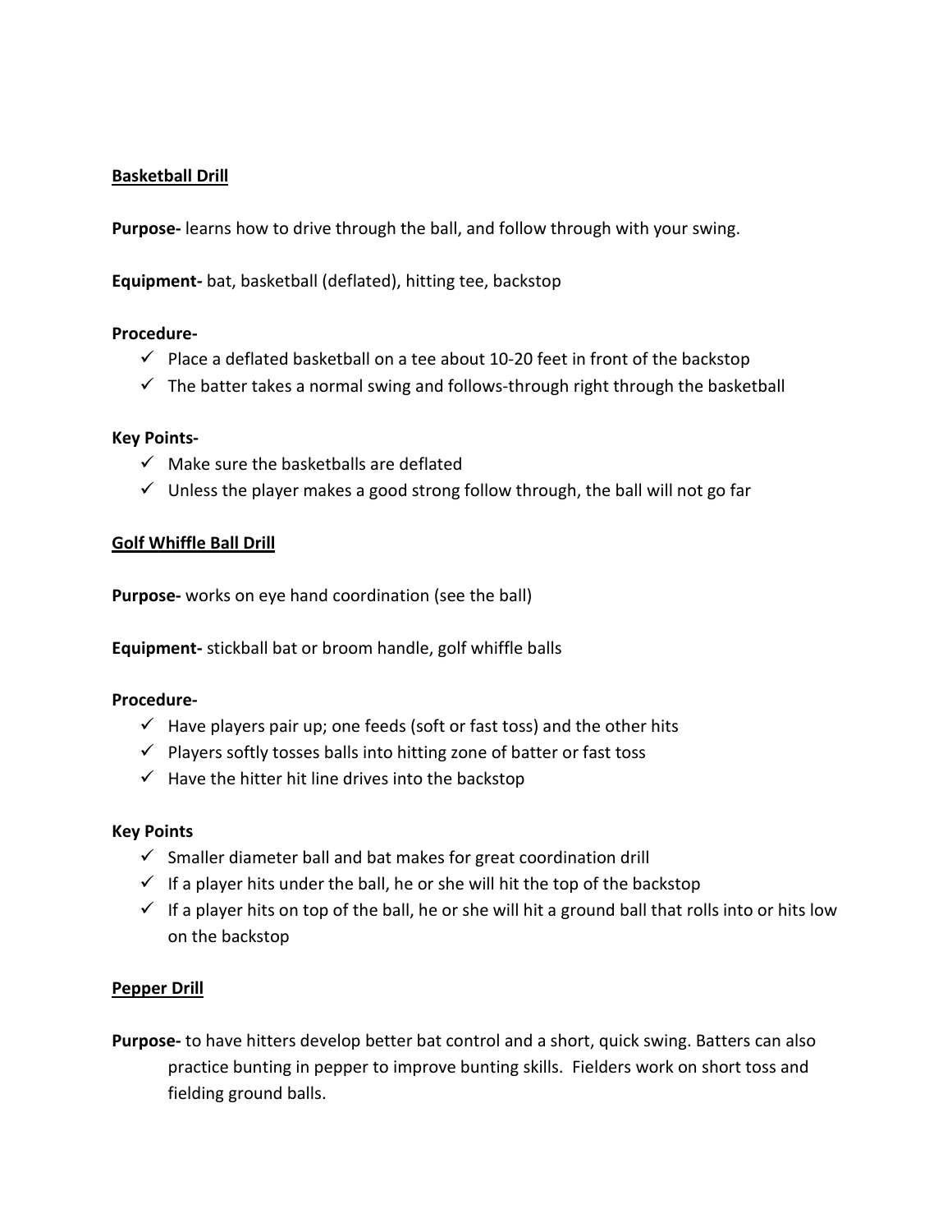## Basketball Drill

**Purpose-** learns how to drive through the ball, and follow through with your swing.

**Equipment-** bat, basketball (deflated), hitting tee, backstop

**Procedure-**

- ✓ Place a deflated basketball on a tee about 10-20 feet in front of the backstop
- ✓ The batter takes a normal swing and follows-through right through the basketball

**Key Points-**

- ✓ Make sure the basketballs are deflated
- ✓ Unless the player makes a good strong follow through, the ball will not go far

## Golf Whiffle Ball Drill

**Purpose-** works on eye hand coordination (see the ball)

**Equipment-** stickball bat or broom handle, golf whiffle balls

**Procedure-**

- ✓ Have players pair up; one feeds (soft or fast toss) and the other hits
- ✓ Players softly tosses balls into hitting zone of batter or fast toss
- ✓ Have the hitter hit line drives into the backstop

**Key Points**

- ✓ Smaller diameter ball and bat makes for great coordination drill
- ✓ If a player hits under the ball, he or she will hit the top of the backstop
- ✓ If a player hits on top of the ball, he or she will hit a ground ball that rolls into or hits low on the backstop

## Pepper Drill

**Purpose-** to have hitters develop better bat control and a short, quick swing. Batters can also practice bunting in pepper to improve bunting skills. Fielders work on short toss and fielding ground balls.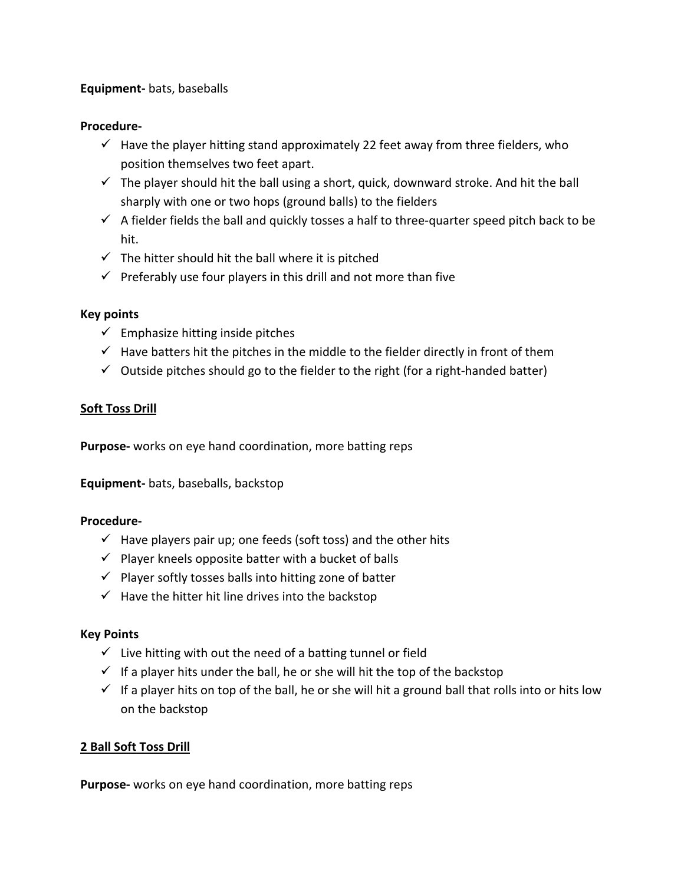**Equipment-** bats, baseballs

**Procedure-**

- ✓ Have the player hitting stand approximately 22 feet away from three fielders, who position themselves two feet apart.
- ✓ The player should hit the ball using a short, quick, downward stroke. And hit the ball sharply with one or two hops (ground balls) to the fielders
- ✓ A fielder fields the ball and quickly tosses a half to three-quarter speed pitch back to be hit.
- ✓ The hitter should hit the ball where it is pitched
- ✓ Preferably use four players in this drill and not more than five

**Key points**

- ✓ Emphasize hitting inside pitches
- ✓ Have batters hit the pitches in the middle to the fielder directly in front of them
- ✓ Outside pitches should go to the fielder to the right (for a right-handed batter)

<u>**Soft Toss Drill**</u>

**Purpose-** works on eye hand coordination, more batting reps

**Equipment-** bats, baseballs, backstop

**Procedure-**

- ✓ Have players pair up; one feeds (soft toss) and the other hits
- ✓ Player kneels opposite batter with a bucket of balls
- ✓ Player softly tosses balls into hitting zone of batter
- ✓ Have the hitter hit line drives into the backstop

**Key Points**

- ✓ Live hitting with out the need of a batting tunnel or field
- ✓ If a player hits under the ball, he or she will hit the top of the backstop
- ✓ If a player hits on top of the ball, he or she will hit a ground ball that rolls into or hits low on the backstop

<u>**2 Ball Soft Toss Drill**</u>

**Purpose-** works on eye hand coordination, more batting reps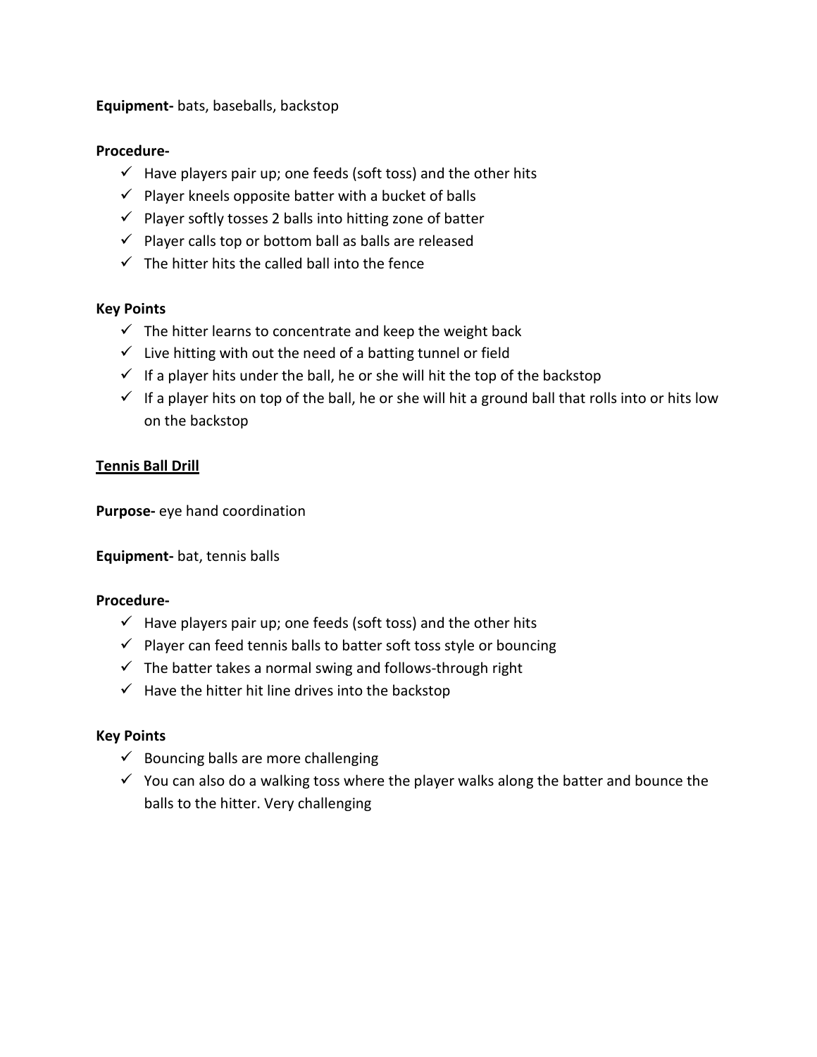**Equipment-** bats, baseballs, backstop

**Procedure-**

- ✓ Have players pair up; one feeds (soft toss) and the other hits
- ✓ Player kneels opposite batter with a bucket of balls
- ✓ Player softly tosses 2 balls into hitting zone of batter
- ✓ Player calls top or bottom ball as balls are released
- ✓ The hitter hits the called ball into the fence

**Key Points**

- ✓ The hitter learns to concentrate and keep the weight back
- ✓ Live hitting with out the need of a batting tunnel or field
- ✓ If a player hits under the ball, he or she will hit the top of the backstop
- ✓ If a player hits on top of the ball, he or she will hit a ground ball that rolls into or hits low on the backstop

**<u>Tennis Ball Drill</u>**

**Purpose-** eye hand coordination

**Equipment-** bat, tennis balls

**Procedure-**

- ✓ Have players pair up; one feeds (soft toss) and the other hits
- ✓ Player can feed tennis balls to batter soft toss style or bouncing
- ✓ The batter takes a normal swing and follows-through right
- ✓ Have the hitter hit line drives into the backstop

**Key Points**

- ✓ Bouncing balls are more challenging
- ✓ You can also do a walking toss where the player walks along the batter and bounce the balls to the hitter. Very challenging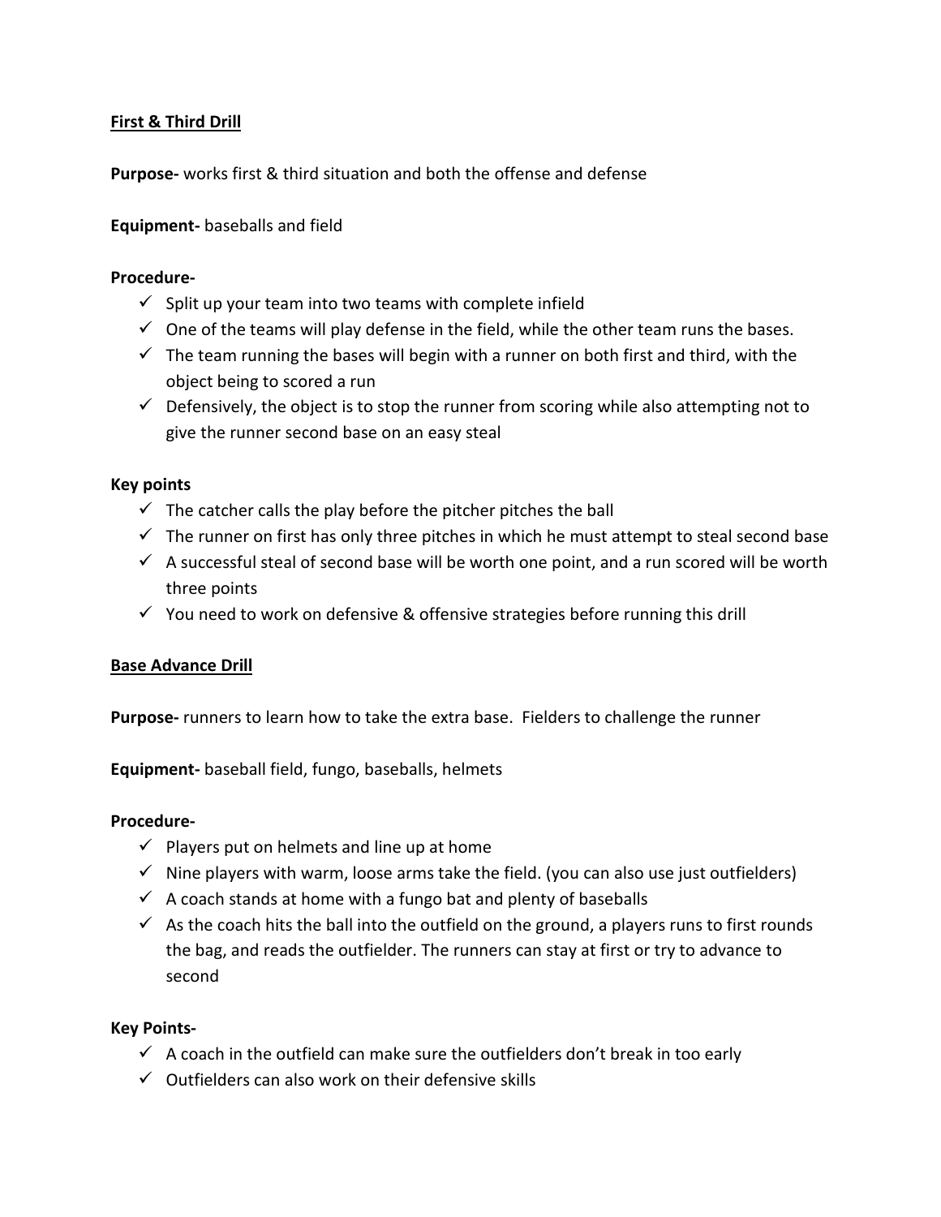## First & Third Drill

**Purpose-** works first & third situation and both the offense and defense

**Equipment-** baseballs and field

**Procedure-**

- ✓ Split up your team into two teams with complete infield
- ✓ One of the teams will play defense in the field, while the other team runs the bases.
- ✓ The team running the bases will begin with a runner on both first and third, with the object being to scored a run
- ✓ Defensively, the object is to stop the runner from scoring while also attempting not to give the runner second base on an easy steal

**Key points**

- ✓ The catcher calls the play before the pitcher pitches the ball
- ✓ The runner on first has only three pitches in which he must attempt to steal second base
- ✓ A successful steal of second base will be worth one point, and a run scored will be worth three points
- ✓ You need to work on defensive & offensive strategies before running this drill

## Base Advance Drill

**Purpose-** runners to learn how to take the extra base. Fielders to challenge the runner

**Equipment-** baseball field, fungo, baseballs, helmets

**Procedure-**

- ✓ Players put on helmets and line up at home
- ✓ Nine players with warm, loose arms take the field. (you can also use just outfielders)
- ✓ A coach stands at home with a fungo bat and plenty of baseballs
- ✓ As the coach hits the ball into the outfield on the ground, a players runs to first rounds the bag, and reads the outfielder. The runners can stay at first or try to advance to second

**Key Points-**

- ✓ A coach in the outfield can make sure the outfielders don't break in too early
- ✓ Outfielders can also work on their defensive skills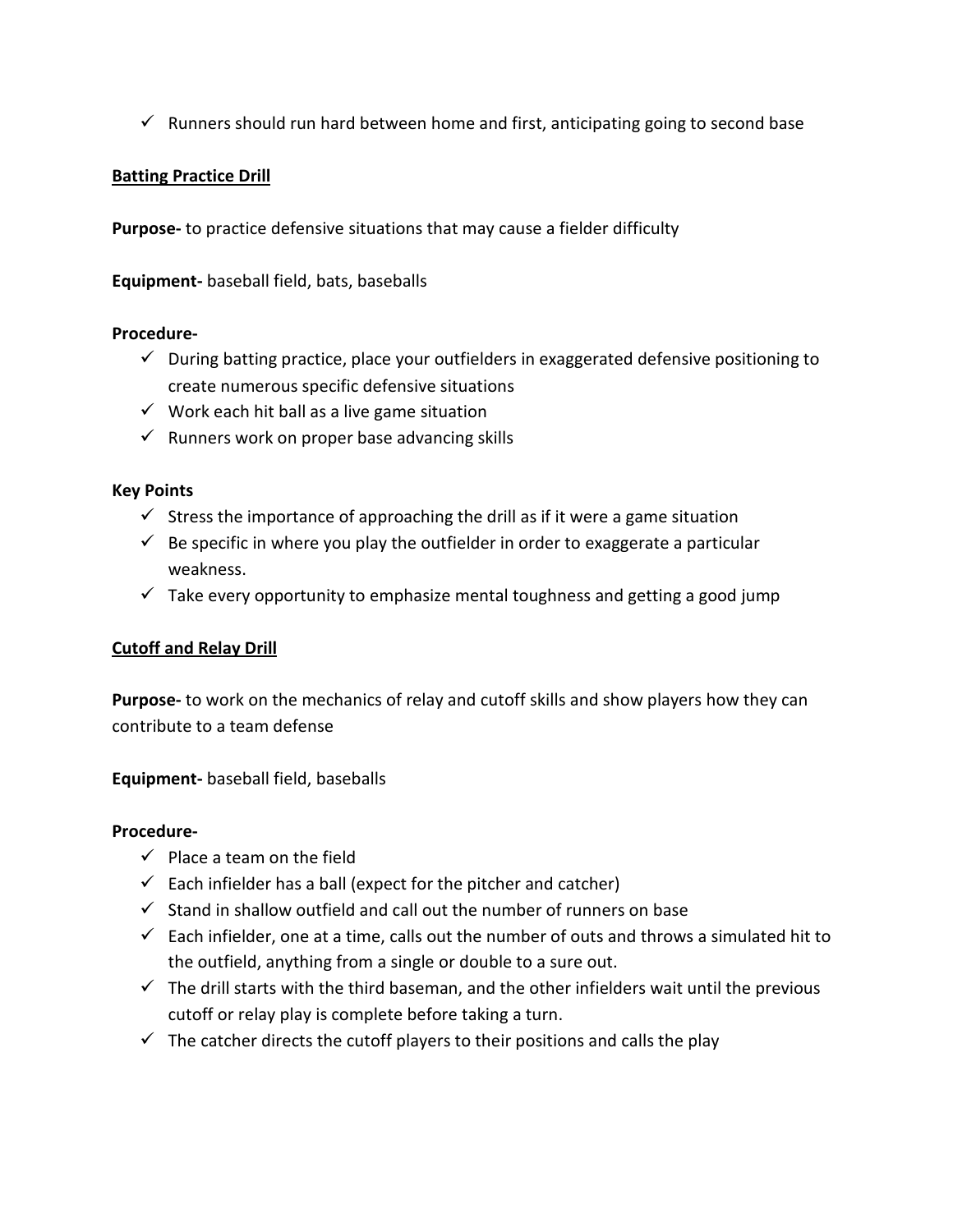- ✓ Runners should run hard between home and first, anticipating going to second base

**Batting Practice Drill**

**Purpose-** to practice defensive situations that may cause a fielder difficulty

**Equipment-** baseball field, bats, baseballs

**Procedure-**

- ✓ During batting practice, place your outfielders in exaggerated defensive positioning to create numerous specific defensive situations
- ✓ Work each hit ball as a live game situation
- ✓ Runners work on proper base advancing skills

**Key Points**

- ✓ Stress the importance of approaching the drill as if it were a game situation
- ✓ Be specific in where you play the outfielder in order to exaggerate a particular weakness.
- ✓ Take every opportunity to emphasize mental toughness and getting a good jump

**Cutoff and Relay Drill**

**Purpose-** to work on the mechanics of relay and cutoff skills and show players how they can contribute to a team defense

**Equipment-** baseball field, baseballs

**Procedure-**

- ✓ Place a team on the field
- ✓ Each infielder has a ball (expect for the pitcher and catcher)
- ✓ Stand in shallow outfield and call out the number of runners on base
- ✓ Each infielder, one at a time, calls out the number of outs and throws a simulated hit to the outfield, anything from a single or double to a sure out.
- ✓ The drill starts with the third baseman, and the other infielders wait until the previous cutoff or relay play is complete before taking a turn.
- ✓ The catcher directs the cutoff players to their positions and calls the play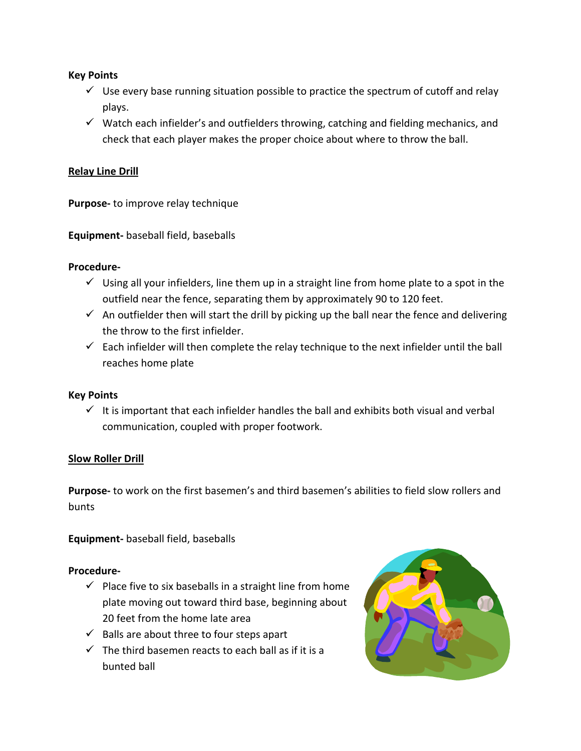**Key Points**

- ✓ Use every base running situation possible to practice the spectrum of cutoff and relay plays.
- ✓ Watch each infielder's and outfielders throwing, catching and fielding mechanics, and check that each player makes the proper choice about where to throw the ball.

**Relay Line Drill**

**Purpose-** to improve relay technique

**Equipment-** baseball field, baseballs

**Procedure-**

- ✓ Using all your infielders, line them up in a straight line from home plate to a spot in the outfield near the fence, separating them by approximately 90 to 120 feet.
- ✓ An outfielder then will start the drill by picking up the ball near the fence and delivering the throw to the first infielder.
- ✓ Each infielder will then complete the relay technique to the next infielder until the ball reaches home plate

**Key Points**

- ✓ It is important that each infielder handles the ball and exhibits both visual and verbal communication, coupled with proper footwork.

**Slow Roller Drill**

**Purpose-** to work on the first basemen's and third basemen's abilities to field slow rollers and bunts

**Equipment-** baseball field, baseballs

**Procedure-**

- ✓ Place five to six baseballs in a straight line from home plate moving out toward third base, beginning about 20 feet from the home late area
- ✓ Balls are about three to four steps apart
- ✓ The third basemen reacts to each ball as if it is a bunted ball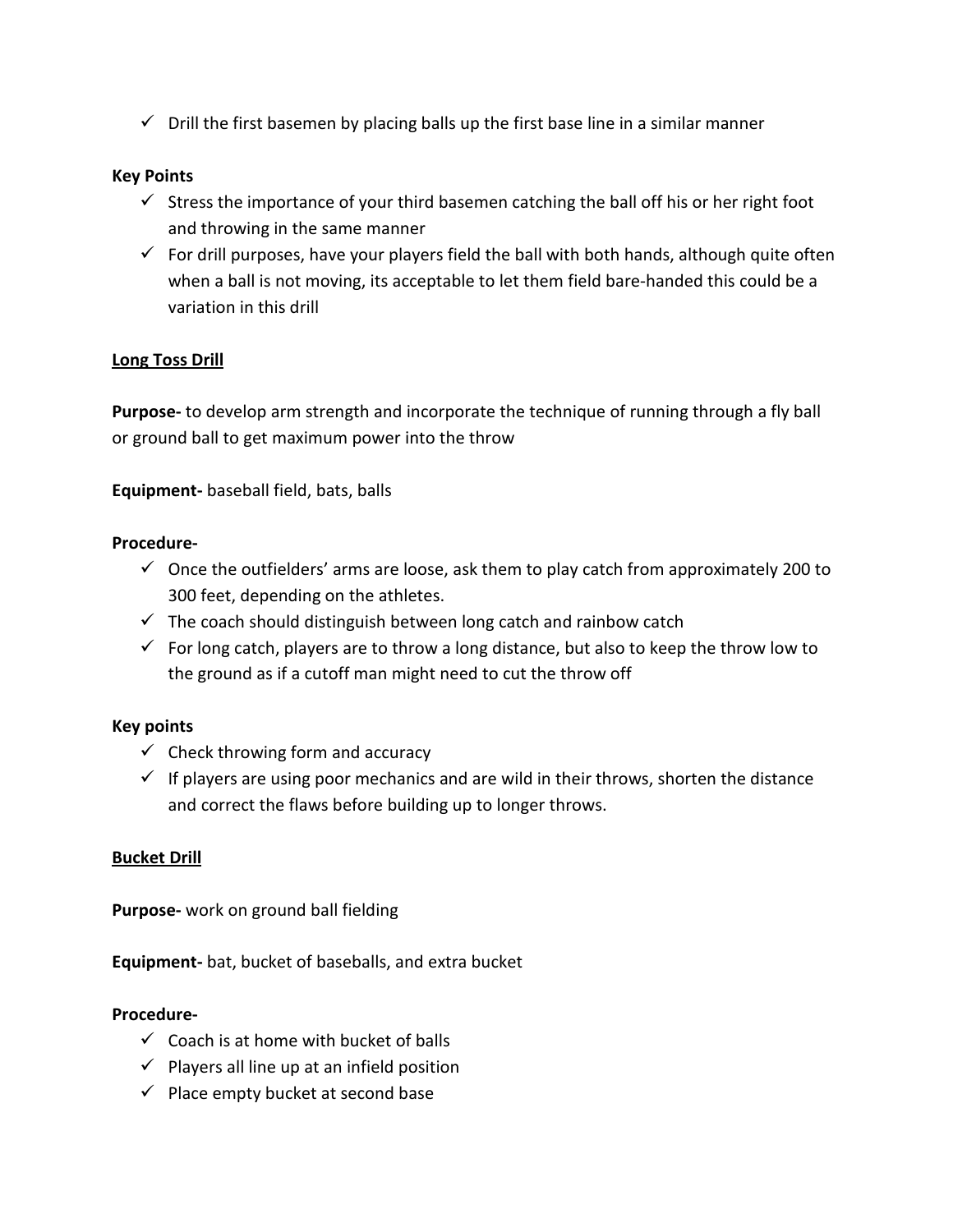- ✓ Drill the first basemen by placing balls up the first base line in a similar manner

**Key Points**

- ✓ Stress the importance of your third basemen catching the ball off his or her right foot and throwing in the same manner
- ✓ For drill purposes, have your players field the ball with both hands, although quite often when a ball is not moving, its acceptable to let them field bare-handed this could be a variation in this drill

**Long Toss Drill**

**Purpose-** to develop arm strength and incorporate the technique of running through a fly ball or ground ball to get maximum power into the throw

**Equipment-** baseball field, bats, balls

**Procedure-**

- ✓ Once the outfielders' arms are loose, ask them to play catch from approximately 200 to 300 feet, depending on the athletes.
- ✓ The coach should distinguish between long catch and rainbow catch
- ✓ For long catch, players are to throw a long distance, but also to keep the throw low to the ground as if a cutoff man might need to cut the throw off

**Key points**

- ✓ Check throwing form and accuracy
- ✓ If players are using poor mechanics and are wild in their throws, shorten the distance and correct the flaws before building up to longer throws.

**Bucket Drill**

**Purpose-** work on ground ball fielding

**Equipment-** bat, bucket of baseballs, and extra bucket

**Procedure-**

- ✓ Coach is at home with bucket of balls
- ✓ Players all line up at an infield position
- ✓ Place empty bucket at second base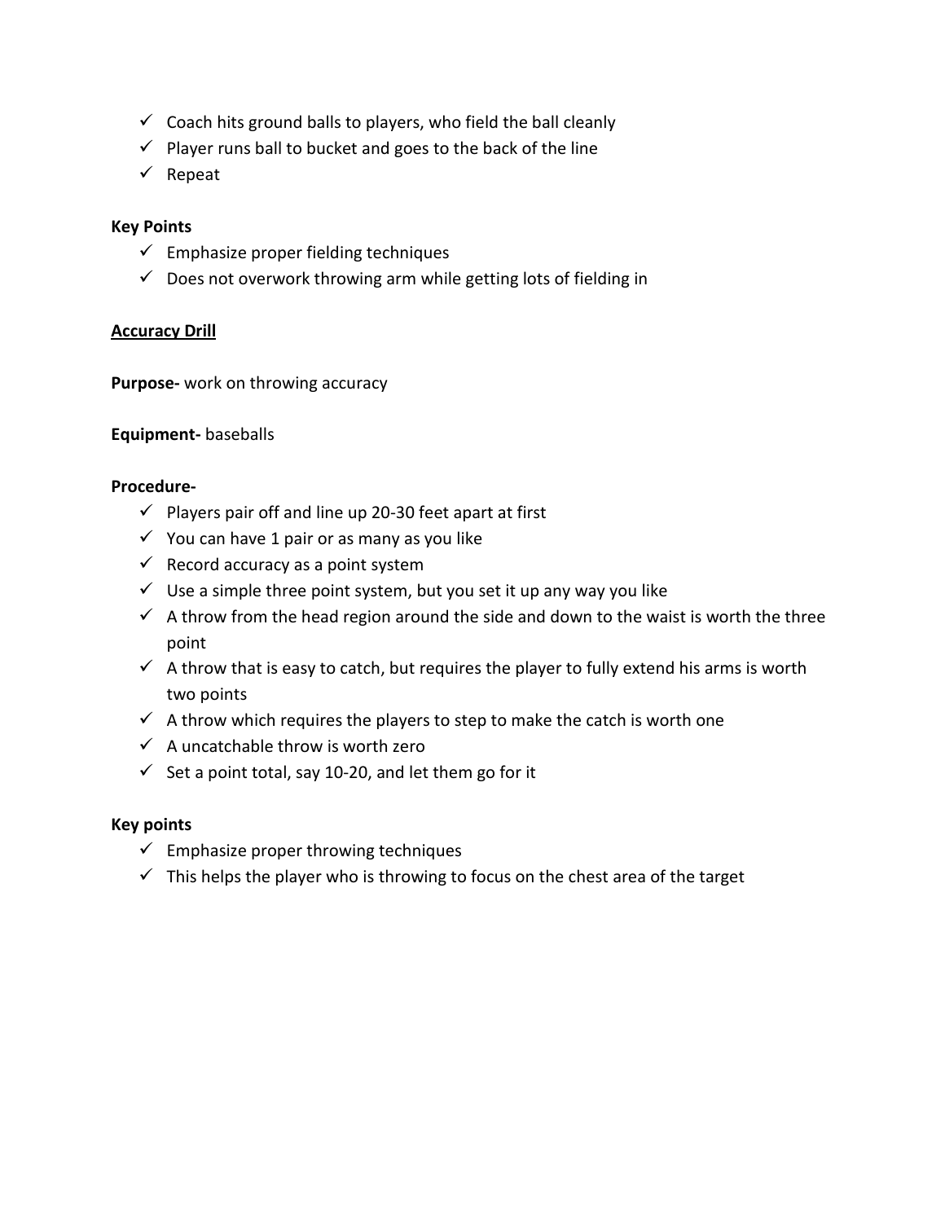- ✓ Coach hits ground balls to players, who field the ball cleanly
- ✓ Player runs ball to bucket and goes to the back of the line
- ✓ Repeat

**Key Points**

- ✓ Emphasize proper fielding techniques
- ✓ Does not overwork throwing arm while getting lots of fielding in

<u>**Accuracy Drill**</u>

**Purpose-** work on throwing accuracy

**Equipment-** baseballs

**Procedure-**

- ✓ Players pair off and line up 20-30 feet apart at first
- ✓ You can have 1 pair or as many as you like
- ✓ Record accuracy as a point system
- ✓ Use a simple three point system, but you set it up any way you like
- ✓ A throw from the head region around the side and down to the waist is worth the three point
- ✓ A throw that is easy to catch, but requires the player to fully extend his arms is worth two points
- ✓ A throw which requires the players to step to make the catch is worth one
- ✓ A uncatchable throw is worth zero
- ✓ Set a point total, say 10-20, and let them go for it

**Key points**

- ✓ Emphasize proper throwing techniques
- ✓ This helps the player who is throwing to focus on the chest area of the target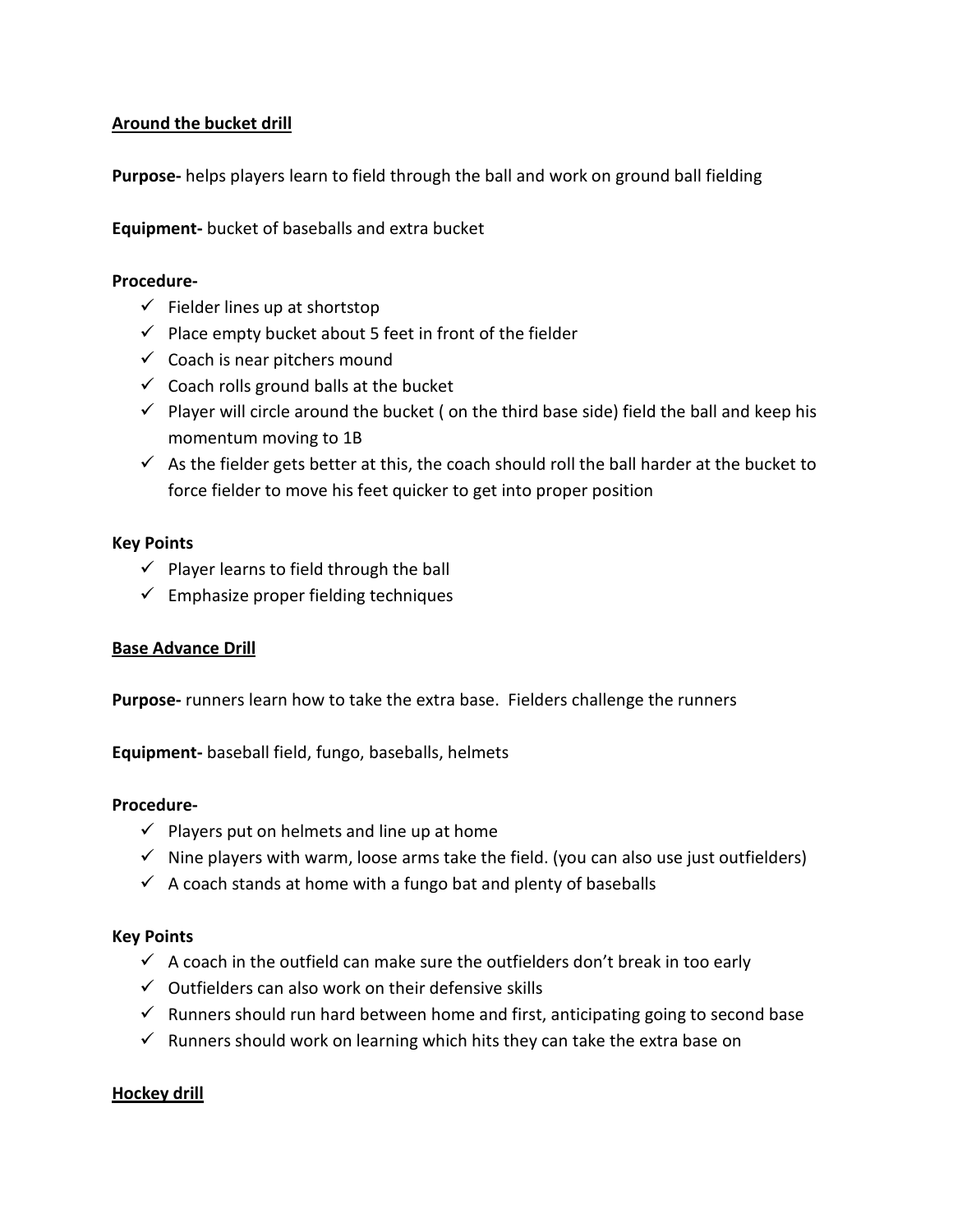## Around the bucket drill

**Purpose-** helps players learn to field through the ball and work on ground ball fielding

**Equipment-** bucket of baseballs and extra bucket

**Procedure-**

- ✓ Fielder lines up at shortstop
- ✓ Place empty bucket about 5 feet in front of the fielder
- ✓ Coach is near pitchers mound
- ✓ Coach rolls ground balls at the bucket
- ✓ Player will circle around the bucket ( on the third base side) field the ball and keep his momentum moving to 1B
- ✓ As the fielder gets better at this, the coach should roll the ball harder at the bucket to force fielder to move his feet quicker to get into proper position

**Key Points**

- ✓ Player learns to field through the ball
- ✓ Emphasize proper fielding techniques

## Base Advance Drill

**Purpose-** runners learn how to take the extra base. Fielders challenge the runners

**Equipment-** baseball field, fungo, baseballs, helmets

**Procedure-**

- ✓ Players put on helmets and line up at home
- ✓ Nine players with warm, loose arms take the field. (you can also use just outfielders)
- ✓ A coach stands at home with a fungo bat and plenty of baseballs

**Key Points**

- ✓ A coach in the outfield can make sure the outfielders don't break in too early
- ✓ Outfielders can also work on their defensive skills
- ✓ Runners should run hard between home and first, anticipating going to second base
- ✓ Runners should work on learning which hits they can take the extra base on

## Hockey drill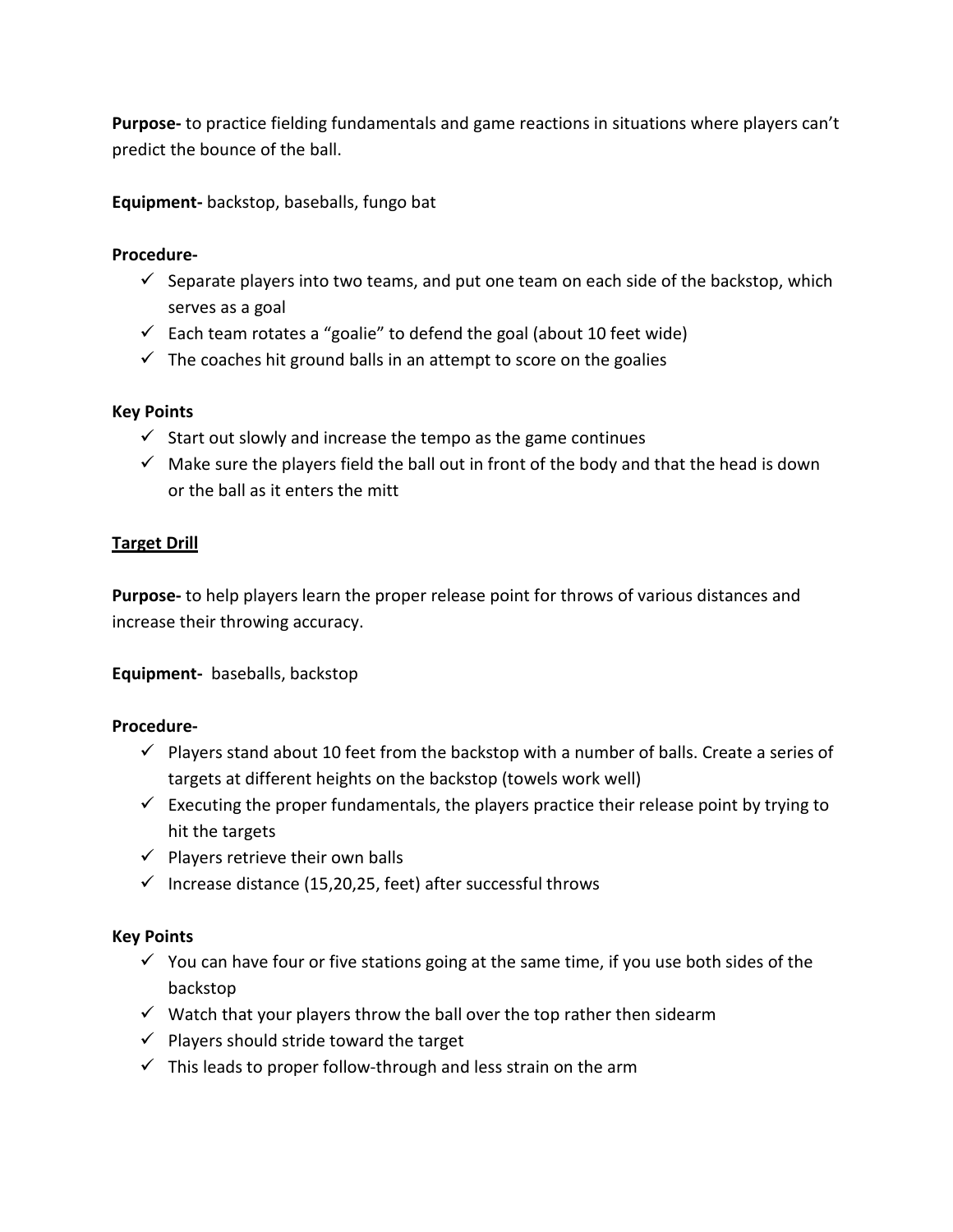**Purpose-** to practice fielding fundamentals and game reactions in situations where players can't predict the bounce of the ball.

**Equipment-** backstop, baseballs, fungo bat

**Procedure-**

- ✓ Separate players into two teams, and put one team on each side of the backstop, which serves as a goal
- ✓ Each team rotates a "goalie" to defend the goal (about 10 feet wide)
- ✓ The coaches hit ground balls in an attempt to score on the goalies

**Key Points**

- ✓ Start out slowly and increase the tempo as the game continues
- ✓ Make sure the players field the ball out in front of the body and that the head is down or the ball as it enters the mitt

## Target Drill

**Purpose-** to help players learn the proper release point for throws of various distances and increase their throwing accuracy.

**Equipment-** baseballs, backstop

**Procedure-**

- ✓ Players stand about 10 feet from the backstop with a number of balls. Create a series of targets at different heights on the backstop (towels work well)
- ✓ Executing the proper fundamentals, the players practice their release point by trying to hit the targets
- ✓ Players retrieve their own balls
- ✓ Increase distance (15,20,25, feet) after successful throws

**Key Points**

- ✓ You can have four or five stations going at the same time, if you use both sides of the backstop
- ✓ Watch that your players throw the ball over the top rather then sidearm
- ✓ Players should stride toward the target
- ✓ This leads to proper follow-through and less strain on the arm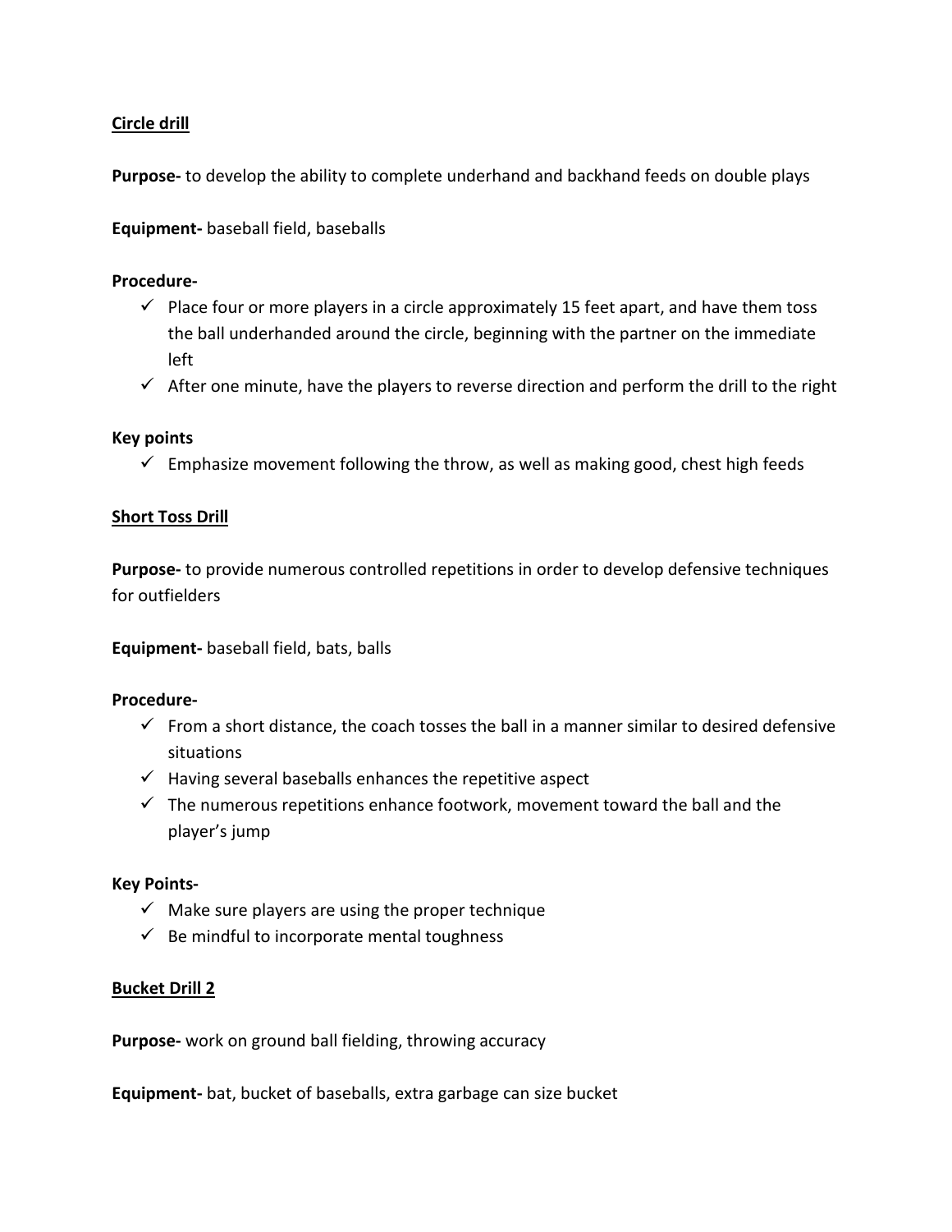**<u>Circle drill</u>**

**Purpose-** to develop the ability to complete underhand and backhand feeds on double plays

**Equipment-** baseball field, baseballs

**Procedure-**

- ✓ Place four or more players in a circle approximately 15 feet apart, and have them toss the ball underhanded around the circle, beginning with the partner on the immediate left
- ✓ After one minute, have the players to reverse direction and perform the drill to the right

**Key points**

- ✓ Emphasize movement following the throw, as well as making good, chest high feeds

**<u>Short Toss Drill</u>**

**Purpose-** to provide numerous controlled repetitions in order to develop defensive techniques for outfielders

**Equipment-** baseball field, bats, balls

**Procedure-**

- ✓ From a short distance, the coach tosses the ball in a manner similar to desired defensive situations
- ✓ Having several baseballs enhances the repetitive aspect
- ✓ The numerous repetitions enhance footwork, movement toward the ball and the player's jump

**Key Points-**

- ✓ Make sure players are using the proper technique
- ✓ Be mindful to incorporate mental toughness

**<u>Bucket Drill 2</u>**

**Purpose-** work on ground ball fielding, throwing accuracy

**Equipment-** bat, bucket of baseballs, extra garbage can size bucket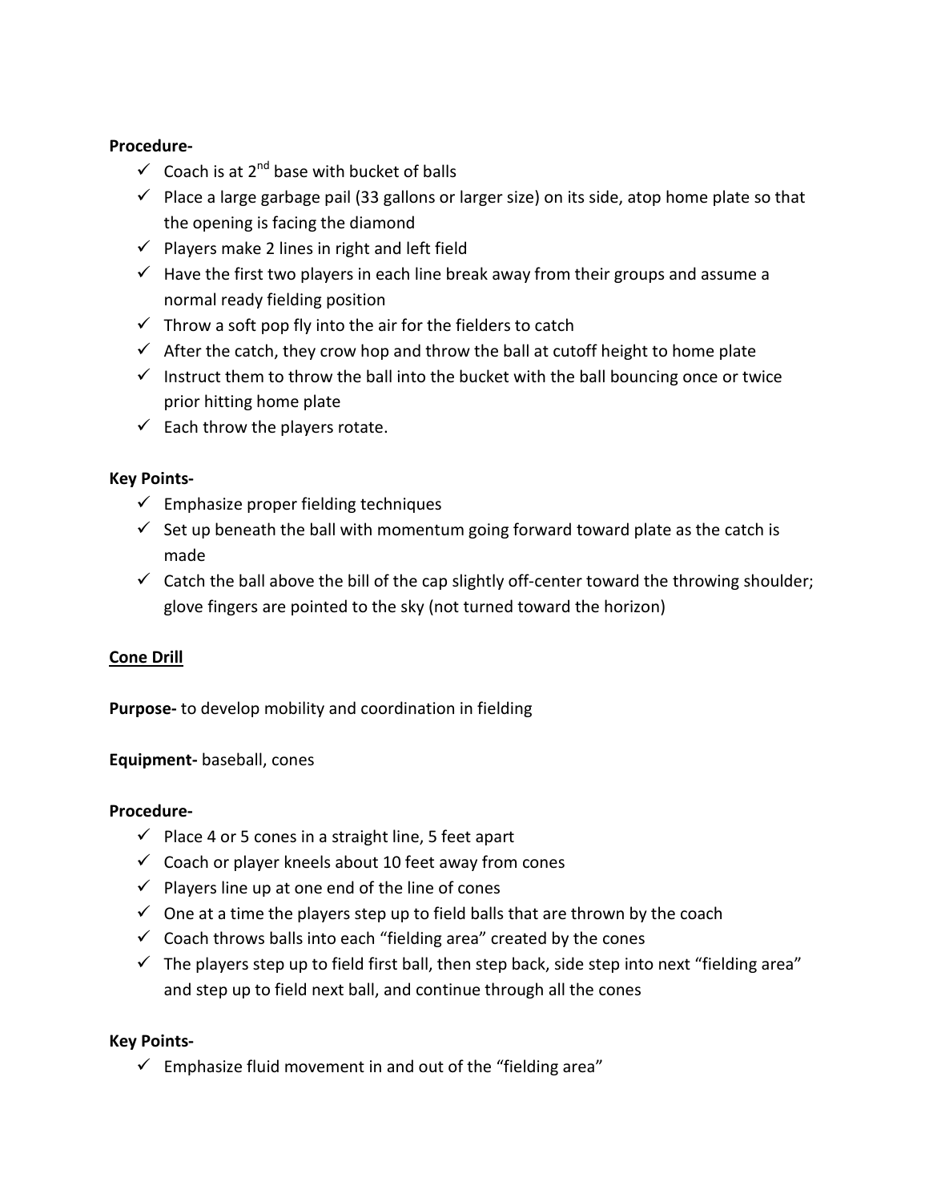**Procedure-**

- ✓ Coach is at 2nd base with bucket of balls
- ✓ Place a large garbage pail (33 gallons or larger size) on its side, atop home plate so that the opening is facing the diamond
- ✓ Players make 2 lines in right and left field
- ✓ Have the first two players in each line break away from their groups and assume a normal ready fielding position
- ✓ Throw a soft pop fly into the air for the fielders to catch
- ✓ After the catch, they crow hop and throw the ball at cutoff height to home plate
- ✓ Instruct them to throw the ball into the bucket with the ball bouncing once or twice prior hitting home plate
- ✓ Each throw the players rotate.

**Key Points-**

- ✓ Emphasize proper fielding techniques
- ✓ Set up beneath the ball with momentum going forward toward plate as the catch is made
- ✓ Catch the ball above the bill of the cap slightly off-center toward the throwing shoulder; glove fingers are pointed to the sky (not turned toward the horizon)

**<u>Cone Drill</u>**

**Purpose-** to develop mobility and coordination in fielding

**Equipment-** baseball, cones

**Procedure-**

- ✓ Place 4 or 5 cones in a straight line, 5 feet apart
- ✓ Coach or player kneels about 10 feet away from cones
- ✓ Players line up at one end of the line of cones
- ✓ One at a time the players step up to field balls that are thrown by the coach
- ✓ Coach throws balls into each "fielding area" created by the cones
- ✓ The players step up to field first ball, then step back, side step into next "fielding area" and step up to field next ball, and continue through all the cones

**Key Points-**

- ✓ Emphasize fluid movement in and out of the "fielding area"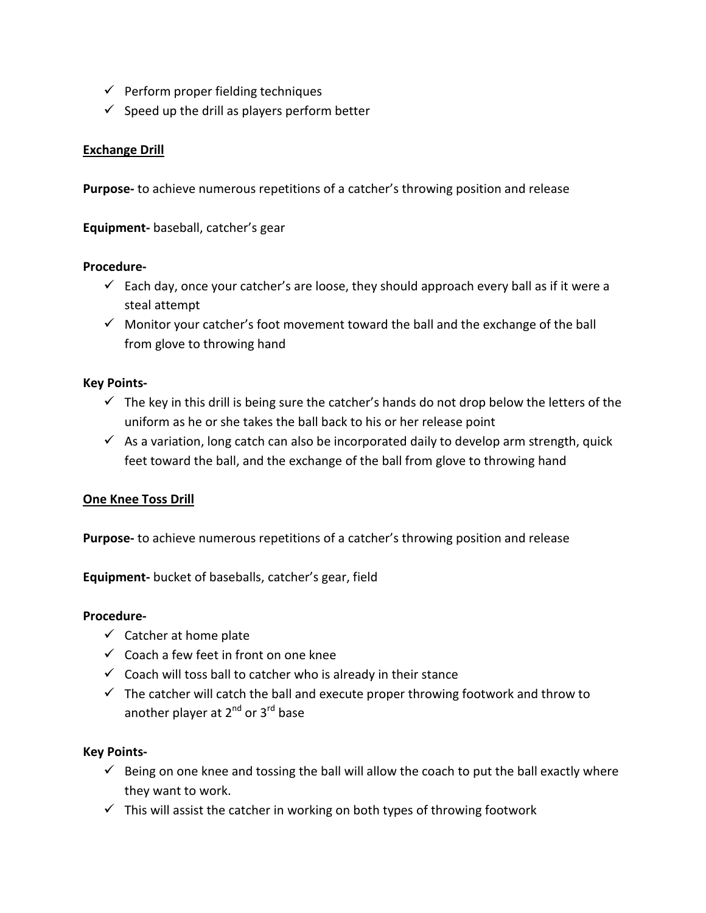- ✓ Perform proper fielding techniques
- ✓ Speed up the drill as players perform better

<u>**Exchange Drill**</u>

**Purpose-** to achieve numerous repetitions of a catcher's throwing position and release

**Equipment-** baseball, catcher's gear

**Procedure-**

- ✓ Each day, once your catcher's are loose, they should approach every ball as if it were a steal attempt
- ✓ Monitor your catcher's foot movement toward the ball and the exchange of the ball from glove to throwing hand

**Key Points-**

- ✓ The key in this drill is being sure the catcher's hands do not drop below the letters of the uniform as he or she takes the ball back to his or her release point
- ✓ As a variation, long catch can also be incorporated daily to develop arm strength, quick feet toward the ball, and the exchange of the ball from glove to throwing hand

<u>**One Knee Toss Drill**</u>

**Purpose-** to achieve numerous repetitions of a catcher's throwing position and release

**Equipment-** bucket of baseballs, catcher's gear, field

**Procedure-**

- ✓ Catcher at home plate
- ✓ Coach a few feet in front on one knee
- ✓ Coach will toss ball to catcher who is already in their stance
- ✓ The catcher will catch the ball and execute proper throwing footwork and throw to another player at 2nd or 3rd base

**Key Points-**

- ✓ Being on one knee and tossing the ball will allow the coach to put the ball exactly where they want to work.
- ✓ This will assist the catcher in working on both types of throwing footwork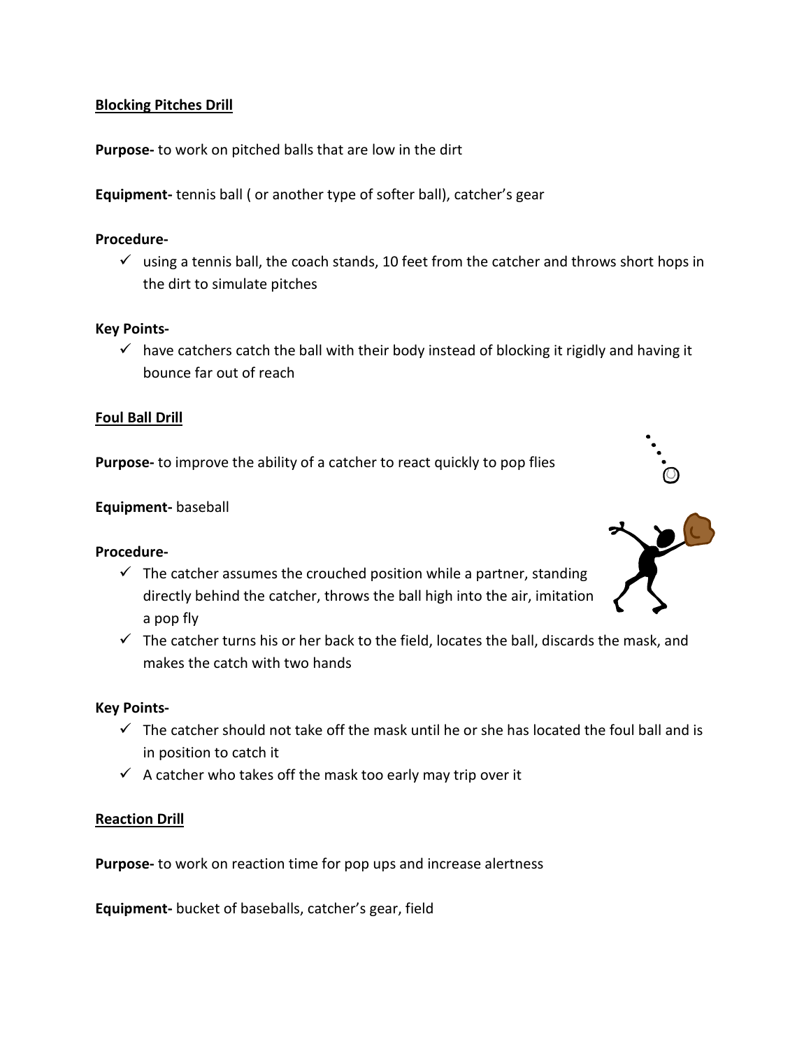**<u>Blocking Pitches Drill</u>**

**Purpose-** to work on pitched balls that are low in the dirt

**Equipment-** tennis ball ( or another type of softer ball), catcher's gear

**Procedure-**

- ✓ using a tennis ball, the coach stands, 10 feet from the catcher and throws short hops in the dirt to simulate pitches

**Key Points-**

- ✓ have catchers catch the ball with their body instead of blocking it rigidly and having it bounce far out of reach

**<u>Foul Ball Drill</u>**

**Purpose-** to improve the ability of a catcher to react quickly to pop flies

**Equipment-** baseball

**Procedure-**

- ✓ The catcher assumes the crouched position while a partner, standing directly behind the catcher, throws the ball high into the air, imitation a pop fly
- ✓ The catcher turns his or her back to the field, locates the ball, discards the mask, and makes the catch with two hands

**Key Points-**

- ✓ The catcher should not take off the mask until he or she has located the foul ball and is in position to catch it
- ✓ A catcher who takes off the mask too early may trip over it

**<u>Reaction Drill</u>**

**Purpose-** to work on reaction time for pop ups and increase alertness

**Equipment-** bucket of baseballs, catcher's gear, field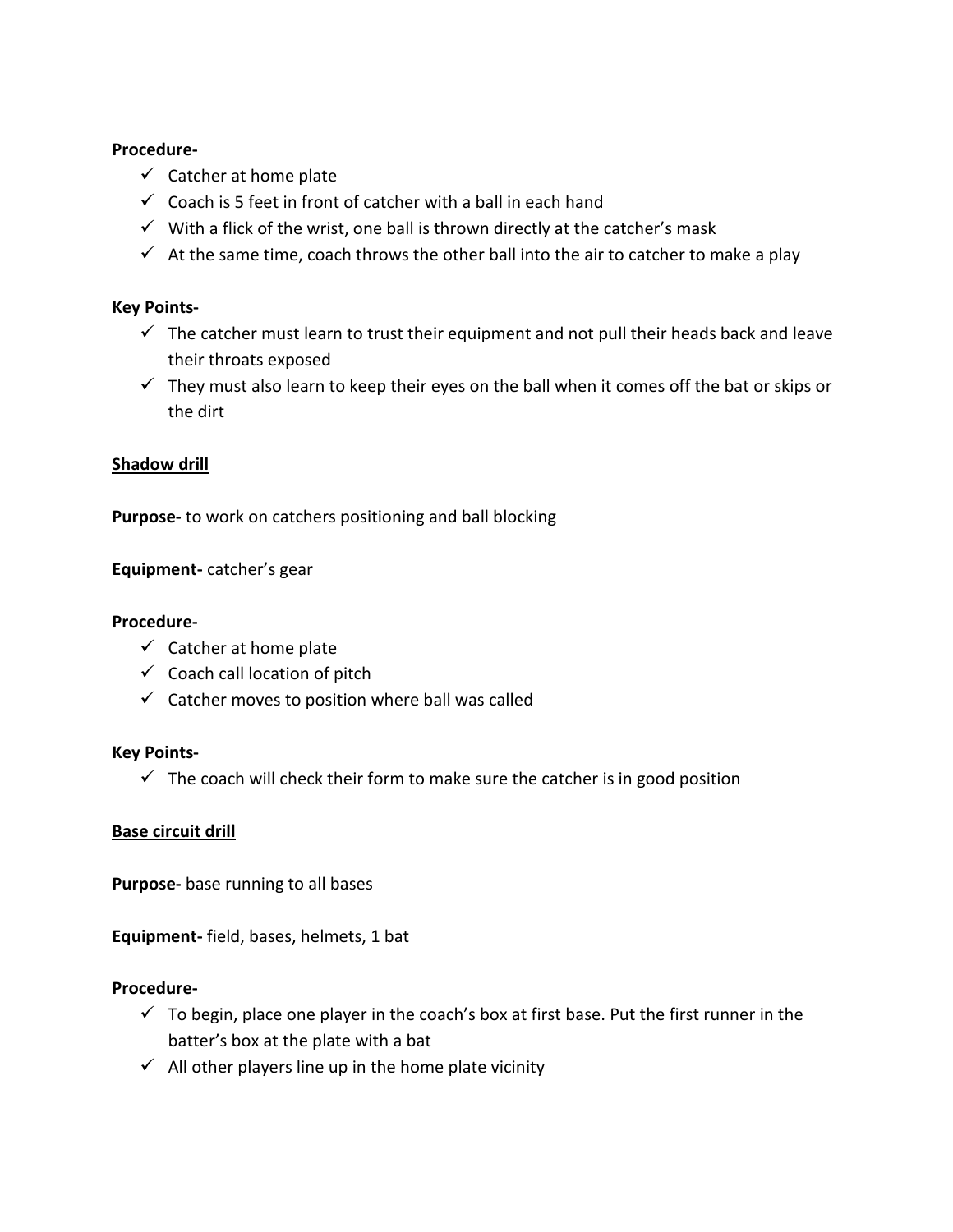**Procedure-**

- ✓ Catcher at home plate
- ✓ Coach is 5 feet in front of catcher with a ball in each hand
- ✓ With a flick of the wrist, one ball is thrown directly at the catcher's mask
- ✓ At the same time, coach throws the other ball into the air to catcher to make a play

**Key Points-**

- ✓ The catcher must learn to trust their equipment and not pull their heads back and leave their throats exposed
- ✓ They must also learn to keep their eyes on the ball when it comes off the bat or skips or the dirt

**Shadow drill**

**Purpose-** to work on catchers positioning and ball blocking

**Equipment-** catcher's gear

**Procedure-**

- ✓ Catcher at home plate
- ✓ Coach call location of pitch
- ✓ Catcher moves to position where ball was called

**Key Points-**

- ✓ The coach will check their form to make sure the catcher is in good position

**Base circuit drill**

**Purpose-** base running to all bases

**Equipment-** field, bases, helmets, 1 bat

**Procedure-**

- ✓ To begin, place one player in the coach's box at first base. Put the first runner in the batter's box at the plate with a bat
- ✓ All other players line up in the home plate vicinity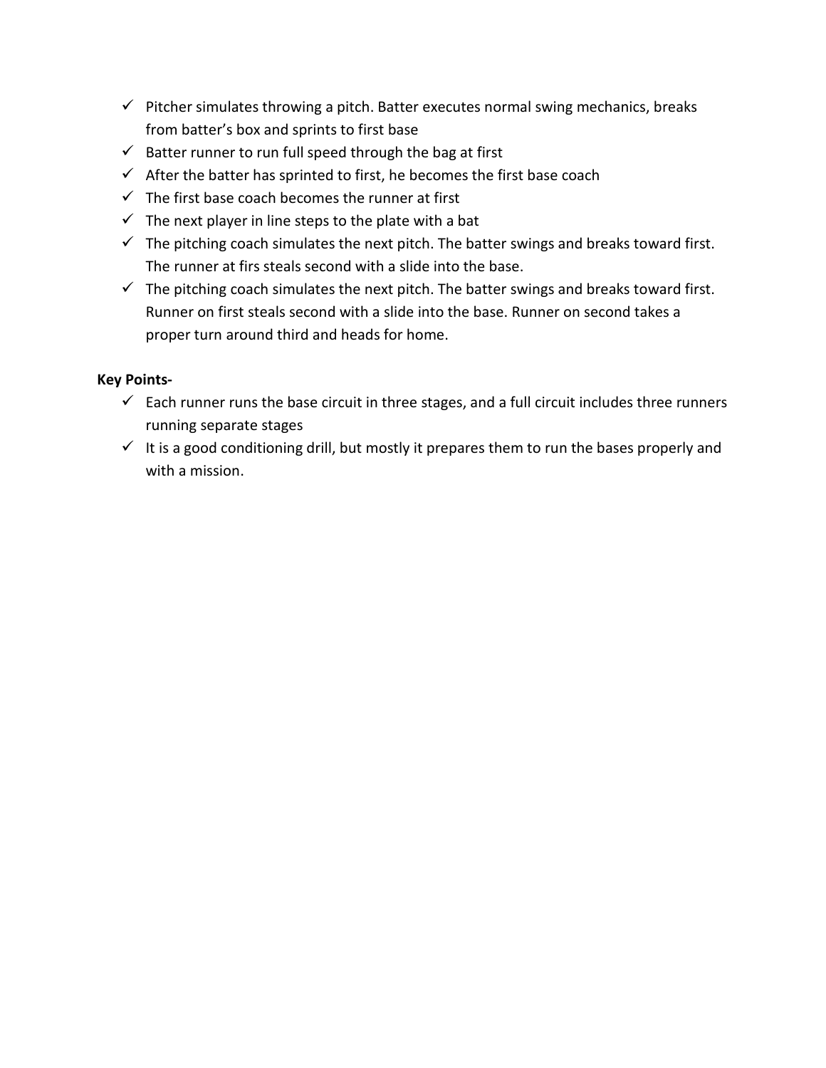- ✓ Pitcher simulates throwing a pitch. Batter executes normal swing mechanics, breaks from batter's box and sprints to first base
- ✓ Batter runner to run full speed through the bag at first
- ✓ After the batter has sprinted to first, he becomes the first base coach
- ✓ The first base coach becomes the runner at first
- ✓ The next player in line steps to the plate with a bat
- ✓ The pitching coach simulates the next pitch. The batter swings and breaks toward first. The runner at firs steals second with a slide into the base.
- ✓ The pitching coach simulates the next pitch. The batter swings and breaks toward first. Runner on first steals second with a slide into the base. Runner on second takes a proper turn around third and heads for home.

**Key Points-**

- ✓ Each runner runs the base circuit in three stages, and a full circuit includes three runners running separate stages
- ✓ It is a good conditioning drill, but mostly it prepares them to run the bases properly and with a mission.